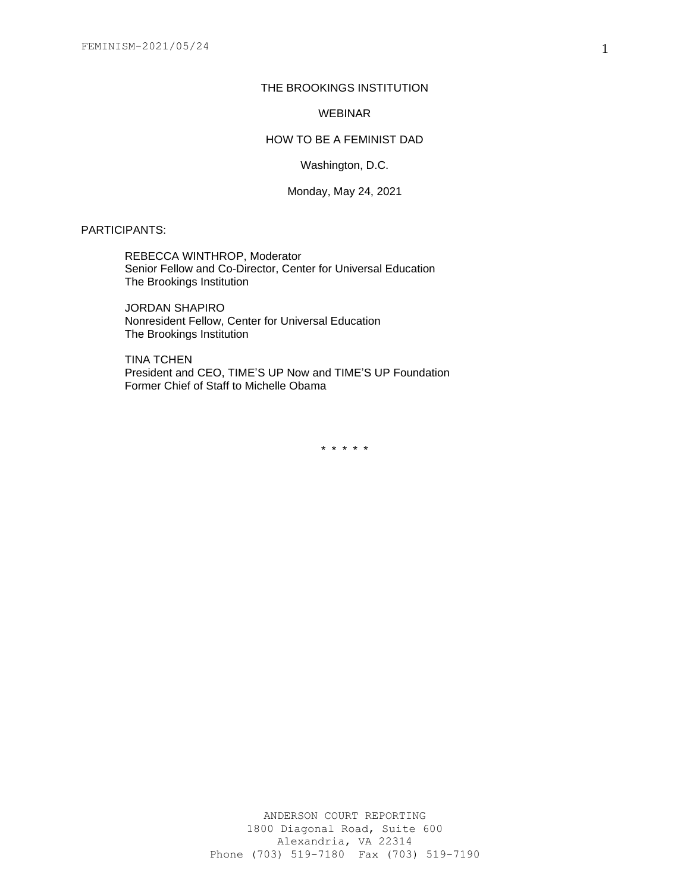THE BROOKINGS INSTITUTION

WEBINAR

HOW TO BE A FEMINIST DAD

Washington, D.C.

Monday, May 24, 2021

PARTICIPANTS:

REBECCA WINTHROP, Moderator
Senior Fellow and Co-Director, Center for Universal Education
The Brookings Institution

JORDAN SHAPIRO
Nonresident Fellow, Center for Universal Education
The Brookings Institution

TINA TCHEN
President and CEO, TIME'S UP Now and TIME'S UP Foundation
Former Chief of Staff to Michelle Obama

\* \* \* \* \*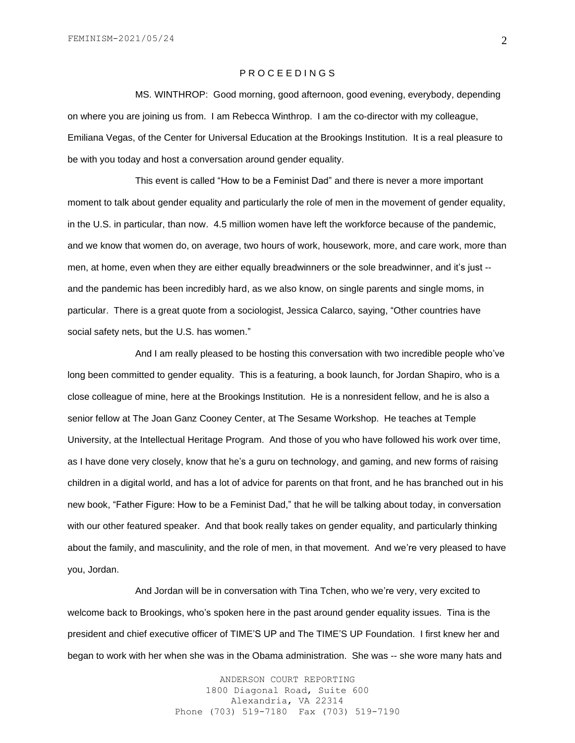P R O C E E D I N G S

MS. WINTHROP: Good morning, good afternoon, good evening, everybody, depending on where you are joining us from. I am Rebecca Winthrop. I am the co-director with my colleague, Emiliana Vegas, of the Center for Universal Education at the Brookings Institution. It is a real pleasure to be with you today and host a conversation around gender equality.

This event is called "How to be a Feminist Dad" and there is never a more important moment to talk about gender equality and particularly the role of men in the movement of gender equality, in the U.S. in particular, than now. 4.5 million women have left the workforce because of the pandemic, and we know that women do, on average, two hours of work, housework, more, and care work, more than men, at home, even when they are either equally breadwinners or the sole breadwinner, and it's just -- and the pandemic has been incredibly hard, as we also know, on single parents and single moms, in particular. There is a great quote from a sociologist, Jessica Calarco, saying, "Other countries have social safety nets, but the U.S. has women."

And I am really pleased to be hosting this conversation with two incredible people who've long been committed to gender equality. This is a featuring, a book launch, for Jordan Shapiro, who is a close colleague of mine, here at the Brookings Institution. He is a nonresident fellow, and he is also a senior fellow at The Joan Ganz Cooney Center, at The Sesame Workshop. He teaches at Temple University, at the Intellectual Heritage Program. And those of you who have followed his work over time, as I have done very closely, know that he's a guru on technology, and gaming, and new forms of raising children in a digital world, and has a lot of advice for parents on that front, and he has branched out in his new book, "Father Figure: How to be a Feminist Dad," that he will be talking about today, in conversation with our other featured speaker. And that book really takes on gender equality, and particularly thinking about the family, and masculinity, and the role of men, in that movement. And we're very pleased to have you, Jordan.

And Jordan will be in conversation with Tina Tchen, who we're very, very excited to welcome back to Brookings, who's spoken here in the past around gender equality issues. Tina is the president and chief executive officer of TIME'S UP and The TIME'S UP Foundation. I first knew her and began to work with her when she was in the Obama administration. She was -- she wore many hats and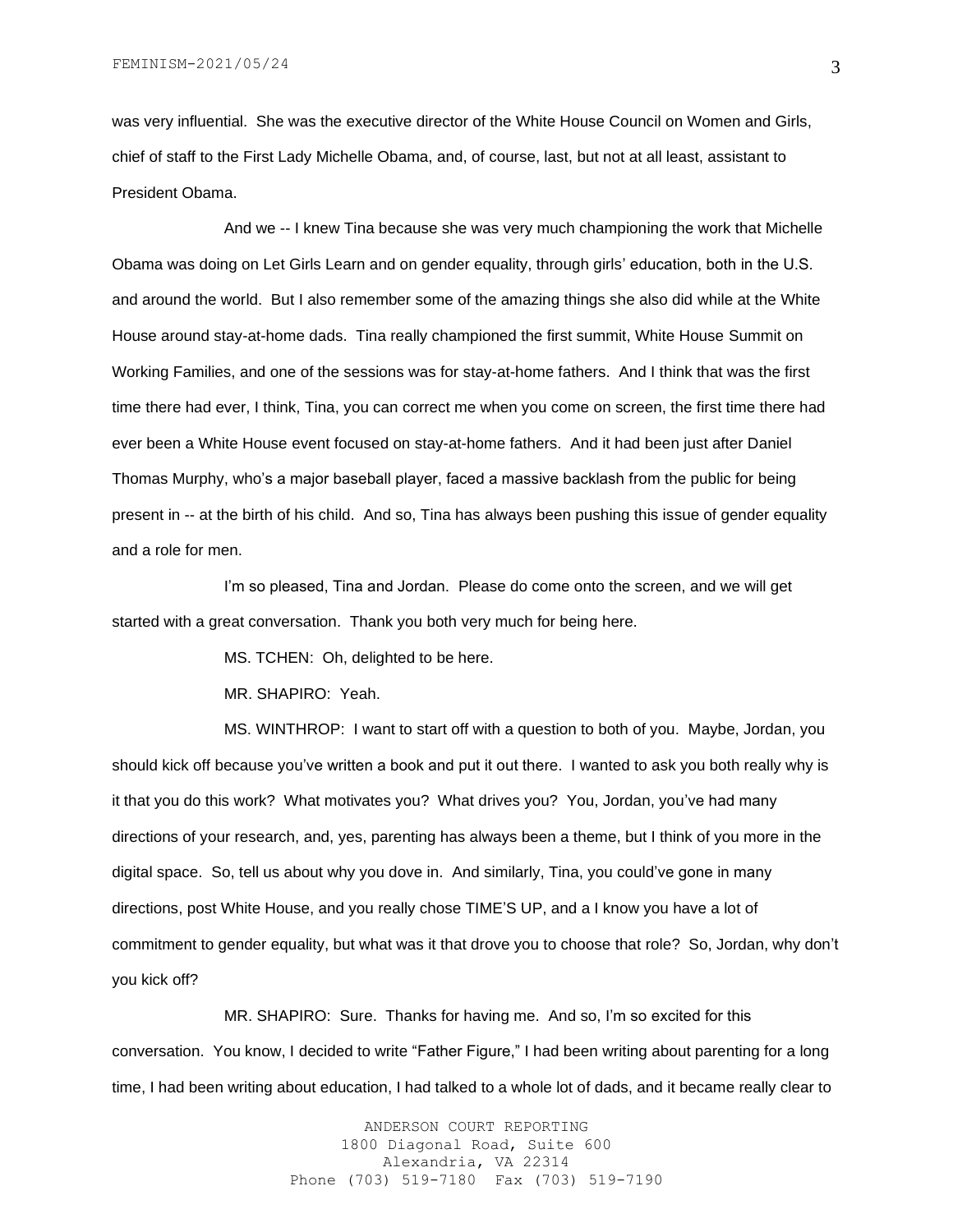was very influential. She was the executive director of the White House Council on Women and Girls, chief of staff to the First Lady Michelle Obama, and, of course, last, but not at all least, assistant to President Obama.

And we -- I knew Tina because she was very much championing the work that Michelle Obama was doing on Let Girls Learn and on gender equality, through girls' education, both in the U.S. and around the world. But I also remember some of the amazing things she also did while at the White House around stay-at-home dads. Tina really championed the first summit, White House Summit on Working Families, and one of the sessions was for stay-at-home fathers. And I think that was the first time there had ever, I think, Tina, you can correct me when you come on screen, the first time there had ever been a White House event focused on stay-at-home fathers. And it had been just after Daniel Thomas Murphy, who's a major baseball player, faced a massive backlash from the public for being present in -- at the birth of his child. And so, Tina has always been pushing this issue of gender equality and a role for men.

I'm so pleased, Tina and Jordan. Please do come onto the screen, and we will get started with a great conversation. Thank you both very much for being here.

MS. TCHEN: Oh, delighted to be here.

MR. SHAPIRO: Yeah.

MS. WINTHROP: I want to start off with a question to both of you. Maybe, Jordan, you should kick off because you've written a book and put it out there. I wanted to ask you both really why is it that you do this work? What motivates you? What drives you? You, Jordan, you've had many directions of your research, and, yes, parenting has always been a theme, but I think of you more in the digital space. So, tell us about why you dove in. And similarly, Tina, you could've gone in many directions, post White House, and you really chose TIME'S UP, and a I know you have a lot of commitment to gender equality, but what was it that drove you to choose that role? So, Jordan, why don't you kick off?

MR. SHAPIRO: Sure. Thanks for having me. And so, I'm so excited for this conversation. You know, I decided to write "Father Figure," I had been writing about parenting for a long time, I had been writing about education, I had talked to a whole lot of dads, and it became really clear to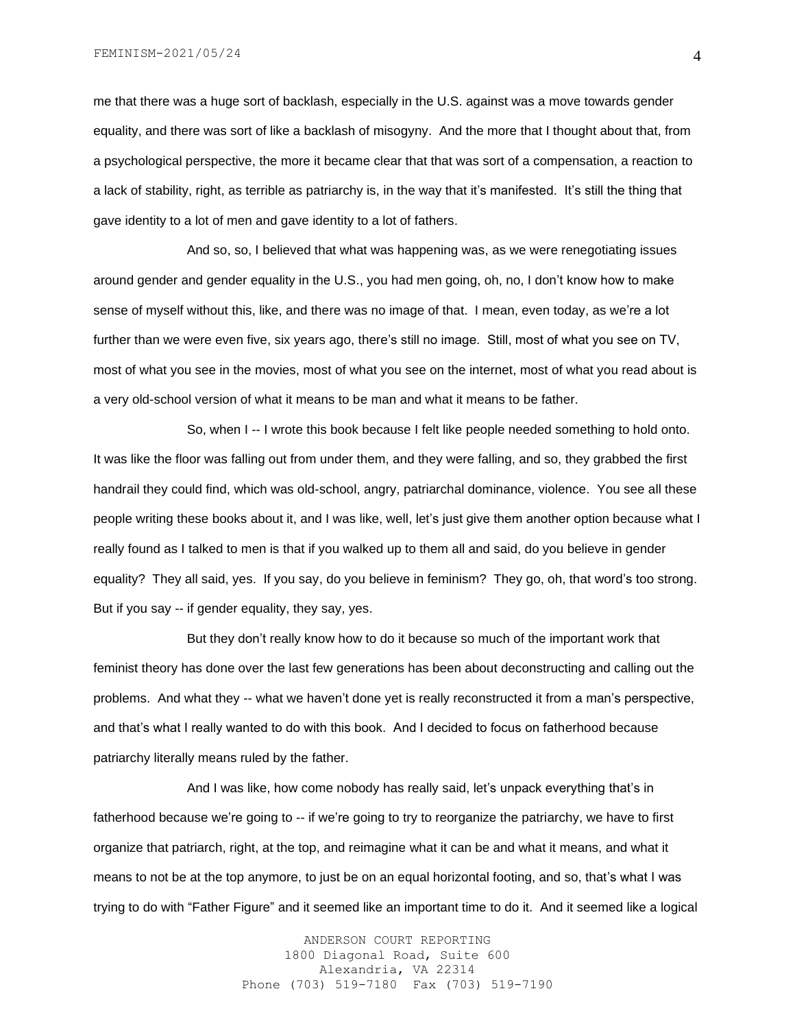me that there was a huge sort of backlash, especially in the U.S. against was a move towards gender equality, and there was sort of like a backlash of misogyny. And the more that I thought about that, from a psychological perspective, the more it became clear that that was sort of a compensation, a reaction to a lack of stability, right, as terrible as patriarchy is, in the way that it's manifested. It's still the thing that gave identity to a lot of men and gave identity to a lot of fathers.

And so, so, I believed that what was happening was, as we were renegotiating issues around gender and gender equality in the U.S., you had men going, oh, no, I don't know how to make sense of myself without this, like, and there was no image of that. I mean, even today, as we're a lot further than we were even five, six years ago, there's still no image. Still, most of what you see on TV, most of what you see in the movies, most of what you see on the internet, most of what you read about is a very old-school version of what it means to be man and what it means to be father.

So, when I -- I wrote this book because I felt like people needed something to hold onto. It was like the floor was falling out from under them, and they were falling, and so, they grabbed the first handrail they could find, which was old-school, angry, patriarchal dominance, violence. You see all these people writing these books about it, and I was like, well, let's just give them another option because what I really found as I talked to men is that if you walked up to them all and said, do you believe in gender equality? They all said, yes. If you say, do you believe in feminism? They go, oh, that word's too strong. But if you say -- if gender equality, they say, yes.

But they don't really know how to do it because so much of the important work that feminist theory has done over the last few generations has been about deconstructing and calling out the problems. And what they -- what we haven't done yet is really reconstructed it from a man's perspective, and that's what I really wanted to do with this book. And I decided to focus on fatherhood because patriarchy literally means ruled by the father.

And I was like, how come nobody has really said, let's unpack everything that's in fatherhood because we're going to -- if we're going to try to reorganize the patriarchy, we have to first organize that patriarch, right, at the top, and reimagine what it can be and what it means, and what it means to not be at the top anymore, to just be on an equal horizontal footing, and so, that's what I was trying to do with "Father Figure" and it seemed like an important time to do it. And it seemed like a logical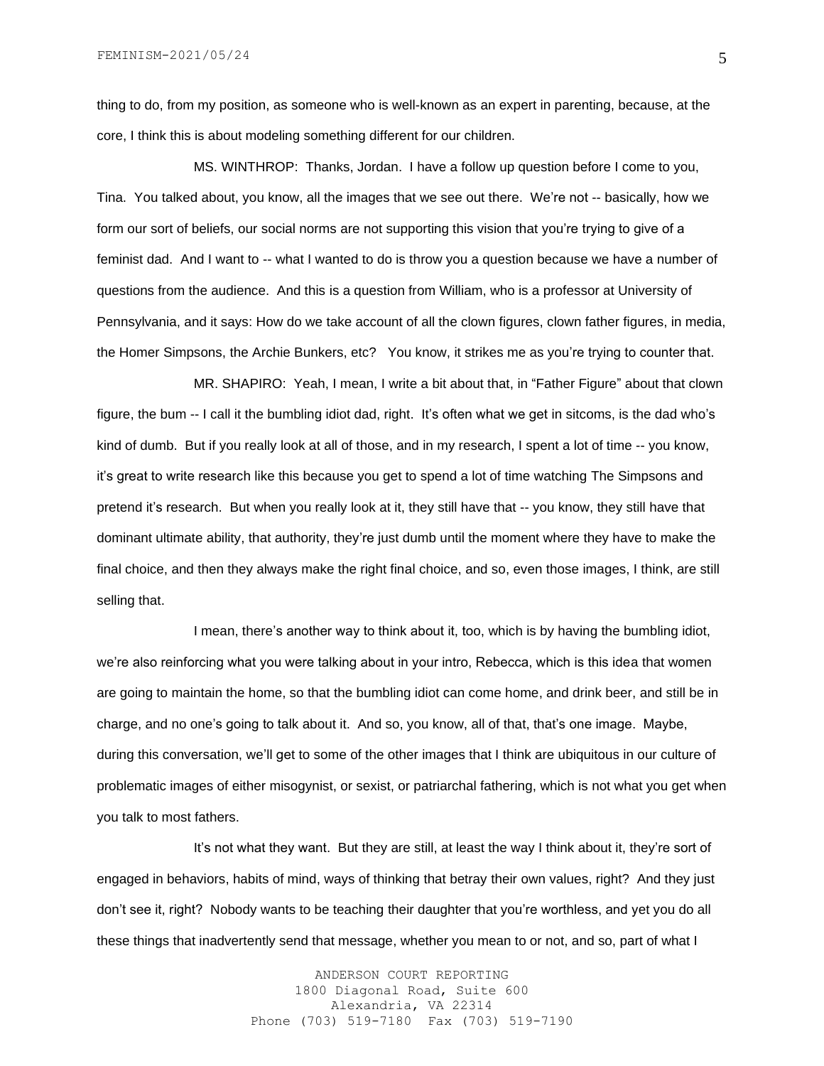thing to do, from my position, as someone who is well-known as an expert in parenting, because, at the core, I think this is about modeling something different for our children.

MS. WINTHROP: Thanks, Jordan. I have a follow up question before I come to you, Tina. You talked about, you know, all the images that we see out there. We're not -- basically, how we form our sort of beliefs, our social norms are not supporting this vision that you're trying to give of a feminist dad. And I want to -- what I wanted to do is throw you a question because we have a number of questions from the audience. And this is a question from William, who is a professor at University of Pennsylvania, and it says: How do we take account of all the clown figures, clown father figures, in media, the Homer Simpsons, the Archie Bunkers, etc? You know, it strikes me as you're trying to counter that.

MR. SHAPIRO: Yeah, I mean, I write a bit about that, in "Father Figure" about that clown figure, the bum -- I call it the bumbling idiot dad, right. It's often what we get in sitcoms, is the dad who's kind of dumb. But if you really look at all of those, and in my research, I spent a lot of time -- you know, it's great to write research like this because you get to spend a lot of time watching The Simpsons and pretend it's research. But when you really look at it, they still have that -- you know, they still have that dominant ultimate ability, that authority, they're just dumb until the moment where they have to make the final choice, and then they always make the right final choice, and so, even those images, I think, are still selling that.

I mean, there's another way to think about it, too, which is by having the bumbling idiot, we're also reinforcing what you were talking about in your intro, Rebecca, which is this idea that women are going to maintain the home, so that the bumbling idiot can come home, and drink beer, and still be in charge, and no one's going to talk about it. And so, you know, all of that, that's one image. Maybe, during this conversation, we'll get to some of the other images that I think are ubiquitous in our culture of problematic images of either misogynist, or sexist, or patriarchal fathering, which is not what you get when you talk to most fathers.

It's not what they want. But they are still, at least the way I think about it, they're sort of engaged in behaviors, habits of mind, ways of thinking that betray their own values, right? And they just don't see it, right? Nobody wants to be teaching their daughter that you're worthless, and yet you do all these things that inadvertently send that message, whether you mean to or not, and so, part of what I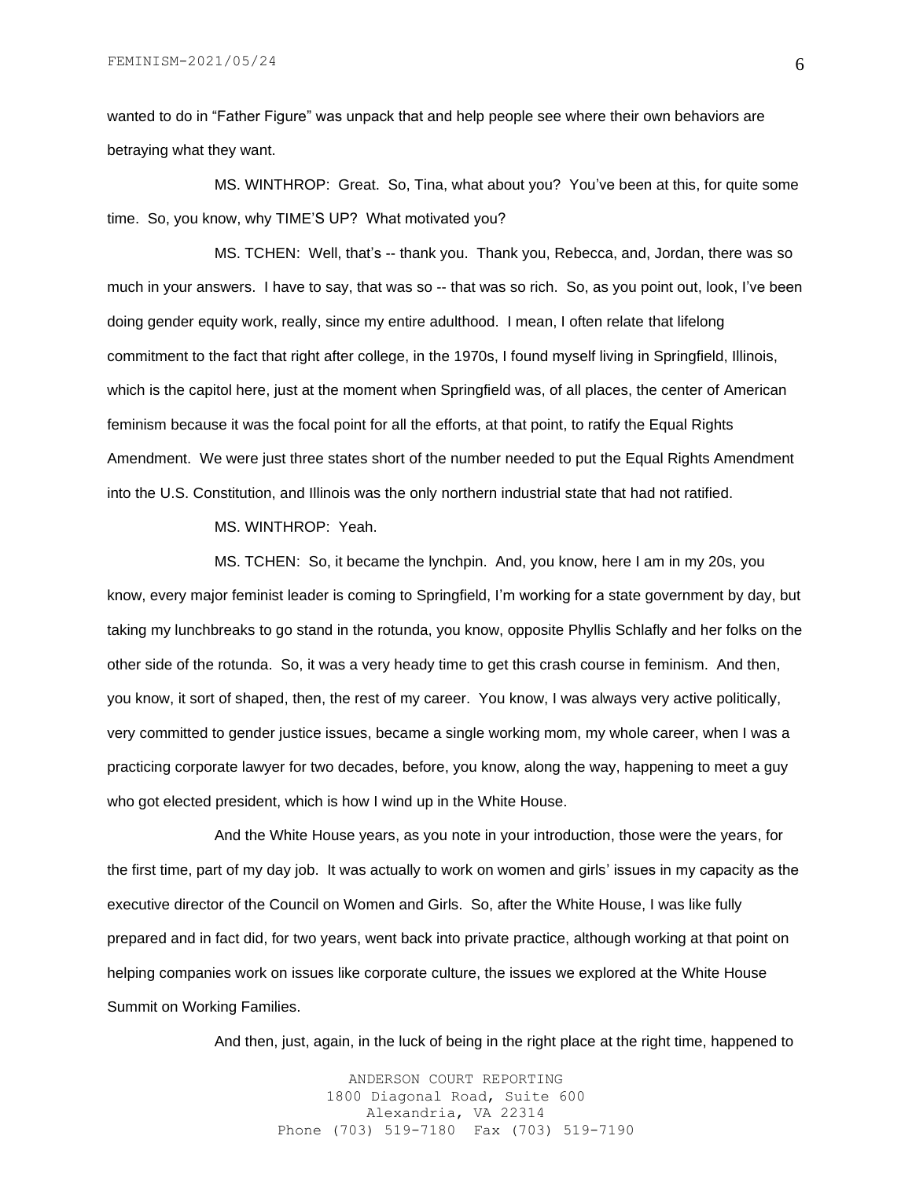wanted to do in "Father Figure" was unpack that and help people see where their own behaviors are betraying what they want.

MS. WINTHROP: Great. So, Tina, what about you? You've been at this, for quite some time. So, you know, why TIME'S UP? What motivated you?

MS. TCHEN: Well, that's -- thank you. Thank you, Rebecca, and, Jordan, there was so much in your answers. I have to say, that was so -- that was so rich. So, as you point out, look, I've been doing gender equity work, really, since my entire adulthood. I mean, I often relate that lifelong commitment to the fact that right after college, in the 1970s, I found myself living in Springfield, Illinois, which is the capitol here, just at the moment when Springfield was, of all places, the center of American feminism because it was the focal point for all the efforts, at that point, to ratify the Equal Rights Amendment. We were just three states short of the number needed to put the Equal Rights Amendment into the U.S. Constitution, and Illinois was the only northern industrial state that had not ratified.

MS. WINTHROP: Yeah.

MS. TCHEN: So, it became the lynchpin. And, you know, here I am in my 20s, you know, every major feminist leader is coming to Springfield, I'm working for a state government by day, but taking my lunchbreaks to go stand in the rotunda, you know, opposite Phyllis Schlafly and her folks on the other side of the rotunda. So, it was a very heady time to get this crash course in feminism. And then, you know, it sort of shaped, then, the rest of my career. You know, I was always very active politically, very committed to gender justice issues, became a single working mom, my whole career, when I was a practicing corporate lawyer for two decades, before, you know, along the way, happening to meet a guy who got elected president, which is how I wind up in the White House.

And the White House years, as you note in your introduction, those were the years, for the first time, part of my day job. It was actually to work on women and girls' issues in my capacity as the executive director of the Council on Women and Girls. So, after the White House, I was like fully prepared and in fact did, for two years, went back into private practice, although working at that point on helping companies work on issues like corporate culture, the issues we explored at the White House Summit on Working Families.

And then, just, again, in the luck of being in the right place at the right time, happened to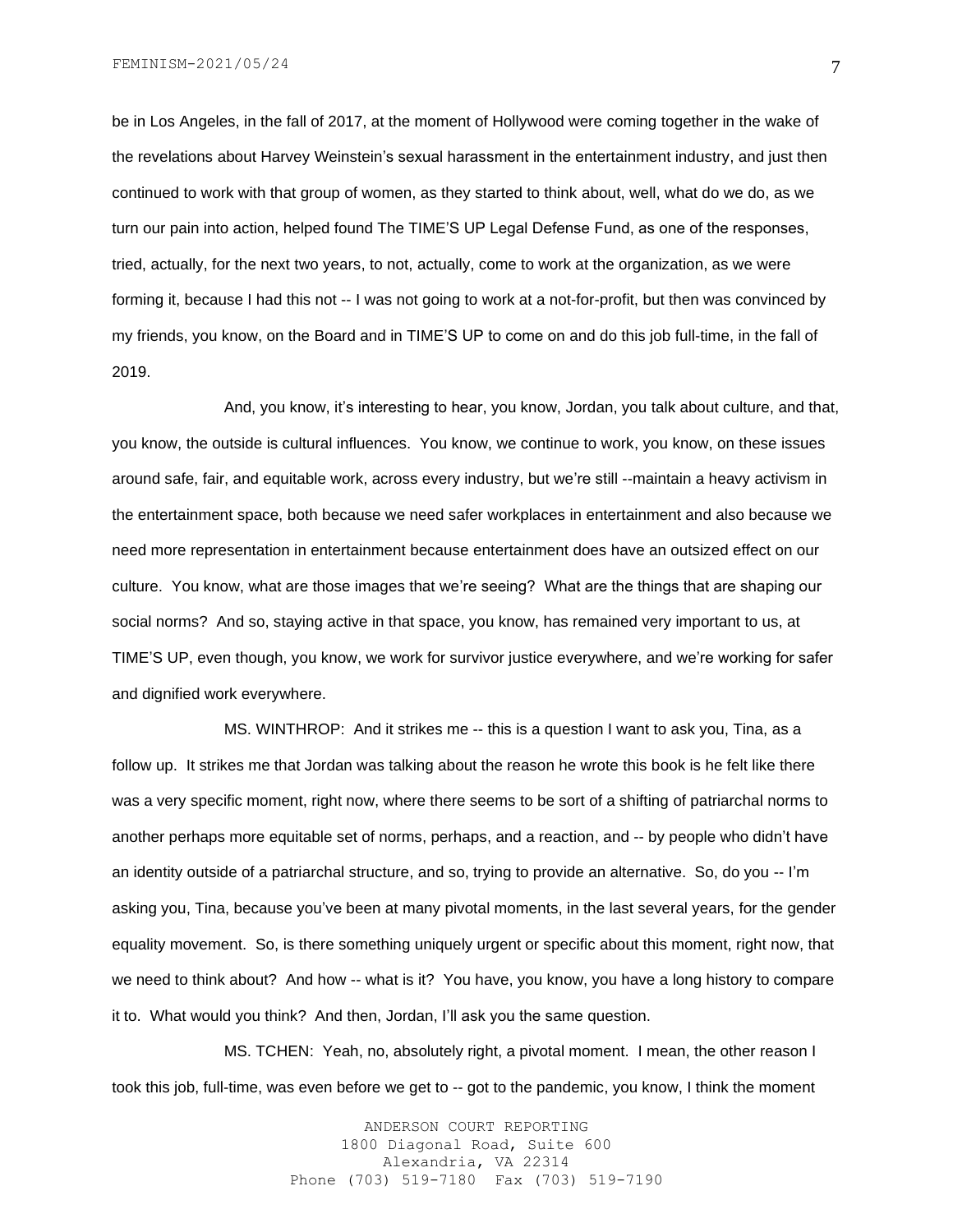be in Los Angeles, in the fall of 2017, at the moment of Hollywood were coming together in the wake of the revelations about Harvey Weinstein's sexual harassment in the entertainment industry, and just then continued to work with that group of women, as they started to think about, well, what do we do, as we turn our pain into action, helped found The TIME'S UP Legal Defense Fund, as one of the responses, tried, actually, for the next two years, to not, actually, come to work at the organization, as we were forming it, because I had this not -- I was not going to work at a not-for-profit, but then was convinced by my friends, you know, on the Board and in TIME'S UP to come on and do this job full-time, in the fall of 2019.

And, you know, it's interesting to hear, you know, Jordan, you talk about culture, and that, you know, the outside is cultural influences. You know, we continue to work, you know, on these issues around safe, fair, and equitable work, across every industry, but we're still --maintain a heavy activism in the entertainment space, both because we need safer workplaces in entertainment and also because we need more representation in entertainment because entertainment does have an outsized effect on our culture. You know, what are those images that we're seeing? What are the things that are shaping our social norms? And so, staying active in that space, you know, has remained very important to us, at TIME'S UP, even though, you know, we work for survivor justice everywhere, and we're working for safer and dignified work everywhere.

MS. WINTHROP: And it strikes me -- this is a question I want to ask you, Tina, as a follow up. It strikes me that Jordan was talking about the reason he wrote this book is he felt like there was a very specific moment, right now, where there seems to be sort of a shifting of patriarchal norms to another perhaps more equitable set of norms, perhaps, and a reaction, and -- by people who didn't have an identity outside of a patriarchal structure, and so, trying to provide an alternative. So, do you -- I'm asking you, Tina, because you've been at many pivotal moments, in the last several years, for the gender equality movement. So, is there something uniquely urgent or specific about this moment, right now, that we need to think about? And how -- what is it? You have, you know, you have a long history to compare it to. What would you think? And then, Jordan, I'll ask you the same question.

MS. TCHEN: Yeah, no, absolutely right, a pivotal moment. I mean, the other reason I took this job, full-time, was even before we get to -- got to the pandemic, you know, I think the moment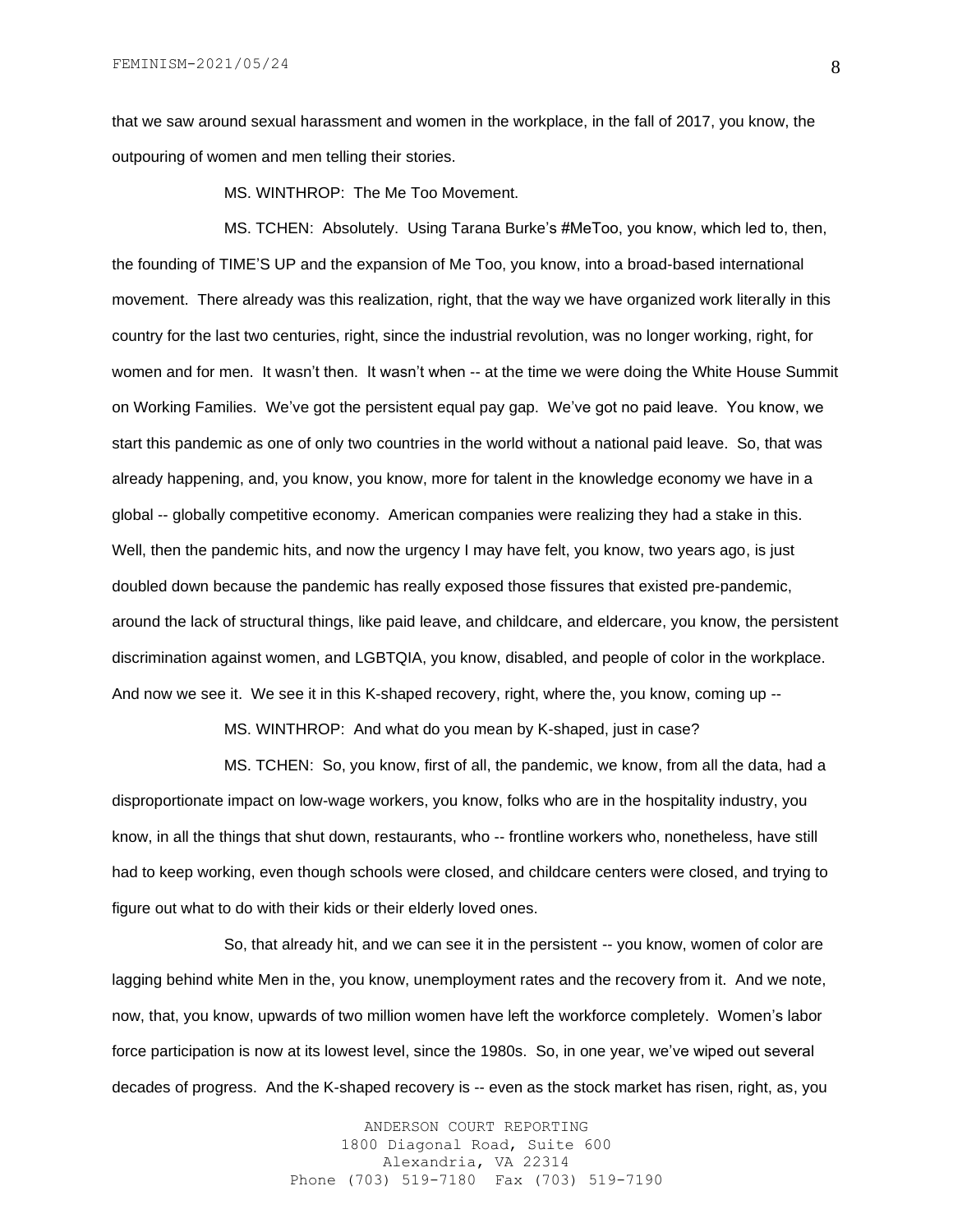that we saw around sexual harassment and women in the workplace, in the fall of 2017, you know, the outpouring of women and men telling their stories.

MS. WINTHROP: The Me Too Movement.

MS. TCHEN: Absolutely. Using Tarana Burke's #MeToo, you know, which led to, then, the founding of TIME'S UP and the expansion of Me Too, you know, into a broad-based international movement. There already was this realization, right, that the way we have organized work literally in this country for the last two centuries, right, since the industrial revolution, was no longer working, right, for women and for men. It wasn't then. It wasn't when -- at the time we were doing the White House Summit on Working Families. We've got the persistent equal pay gap. We've got no paid leave. You know, we start this pandemic as one of only two countries in the world without a national paid leave. So, that was already happening, and, you know, you know, more for talent in the knowledge economy we have in a global -- globally competitive economy. American companies were realizing they had a stake in this. Well, then the pandemic hits, and now the urgency I may have felt, you know, two years ago, is just doubled down because the pandemic has really exposed those fissures that existed pre-pandemic, around the lack of structural things, like paid leave, and childcare, and eldercare, you know, the persistent discrimination against women, and LGBTQIA, you know, disabled, and people of color in the workplace. And now we see it. We see it in this K-shaped recovery, right, where the, you know, coming up --

MS. WINTHROP: And what do you mean by K-shaped, just in case?

MS. TCHEN: So, you know, first of all, the pandemic, we know, from all the data, had a disproportionate impact on low-wage workers, you know, folks who are in the hospitality industry, you know, in all the things that shut down, restaurants, who -- frontline workers who, nonetheless, have still had to keep working, even though schools were closed, and childcare centers were closed, and trying to figure out what to do with their kids or their elderly loved ones.

So, that already hit, and we can see it in the persistent -- you know, women of color are lagging behind white Men in the, you know, unemployment rates and the recovery from it. And we note, now, that, you know, upwards of two million women have left the workforce completely. Women's labor force participation is now at its lowest level, since the 1980s. So, in one year, we've wiped out several decades of progress. And the K-shaped recovery is -- even as the stock market has risen, right, as, you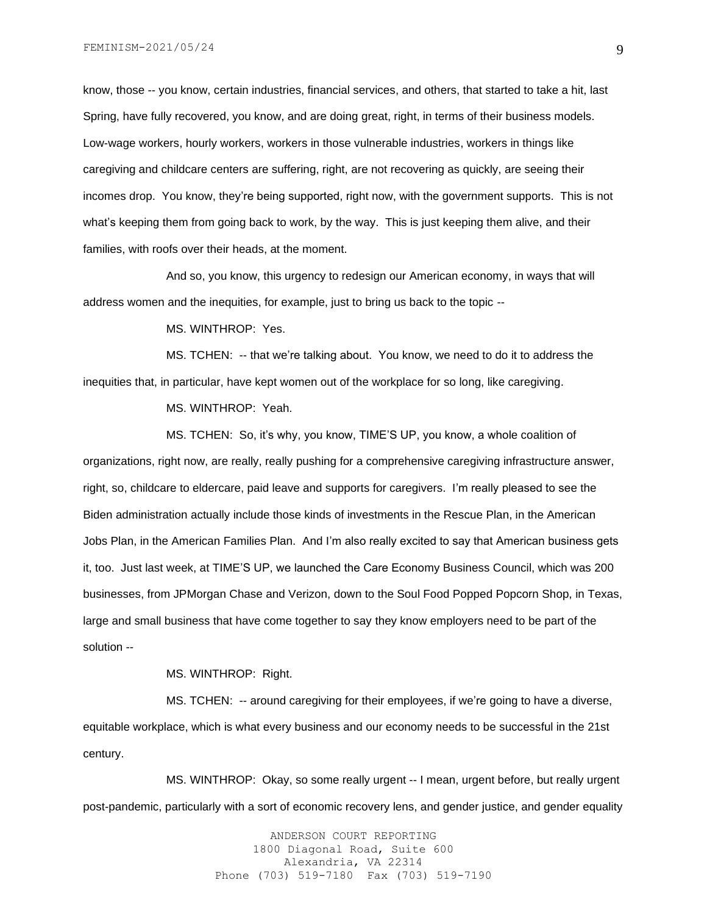know, those -- you know, certain industries, financial services, and others, that started to take a hit, last Spring, have fully recovered, you know, and are doing great, right, in terms of their business models. Low-wage workers, hourly workers, workers in those vulnerable industries, workers in things like caregiving and childcare centers are suffering, right, are not recovering as quickly, are seeing their incomes drop. You know, they're being supported, right now, with the government supports. This is not what's keeping them from going back to work, by the way. This is just keeping them alive, and their families, with roofs over their heads, at the moment.

And so, you know, this urgency to redesign our American economy, in ways that will address women and the inequities, for example, just to bring us back to the topic --

MS. WINTHROP: Yes.

MS. TCHEN: -- that we're talking about. You know, we need to do it to address the inequities that, in particular, have kept women out of the workplace for so long, like caregiving.

MS. WINTHROP: Yeah.

MS. TCHEN: So, it's why, you know, TIME'S UP, you know, a whole coalition of organizations, right now, are really, really pushing for a comprehensive caregiving infrastructure answer, right, so, childcare to eldercare, paid leave and supports for caregivers. I'm really pleased to see the Biden administration actually include those kinds of investments in the Rescue Plan, in the American Jobs Plan, in the American Families Plan. And I'm also really excited to say that American business gets it, too. Just last week, at TIME'S UP, we launched the Care Economy Business Council, which was 200 businesses, from JPMorgan Chase and Verizon, down to the Soul Food Popped Popcorn Shop, in Texas, large and small business that have come together to say they know employers need to be part of the solution --

MS. WINTHROP: Right.

MS. TCHEN: -- around caregiving for their employees, if we're going to have a diverse, equitable workplace, which is what every business and our economy needs to be successful in the 21st century.

MS. WINTHROP: Okay, so some really urgent -- I mean, urgent before, but really urgent post-pandemic, particularly with a sort of economic recovery lens, and gender justice, and gender equality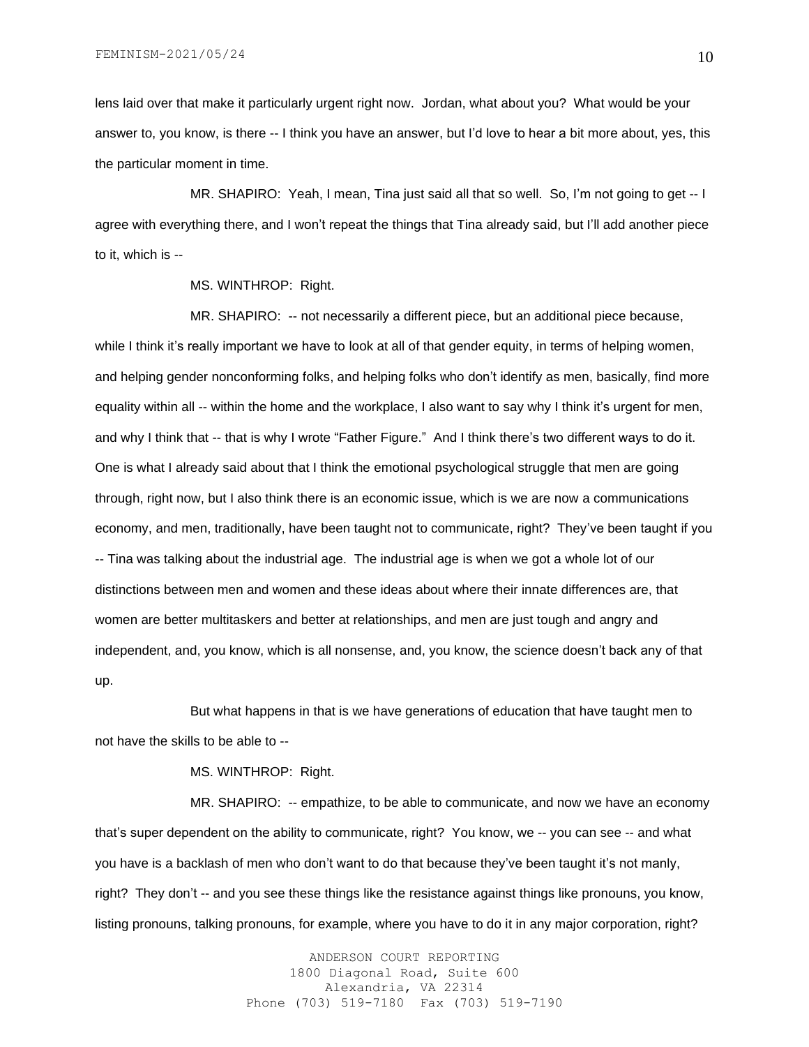lens laid over that make it particularly urgent right now. Jordan, what about you? What would be your answer to, you know, is there -- I think you have an answer, but I'd love to hear a bit more about, yes, this the particular moment in time.

MR. SHAPIRO: Yeah, I mean, Tina just said all that so well. So, I'm not going to get -- I agree with everything there, and I won't repeat the things that Tina already said, but I'll add another piece to it, which is --

MS. WINTHROP: Right.

MR. SHAPIRO: -- not necessarily a different piece, but an additional piece because, while I think it's really important we have to look at all of that gender equity, in terms of helping women, and helping gender nonconforming folks, and helping folks who don't identify as men, basically, find more equality within all -- within the home and the workplace, I also want to say why I think it's urgent for men, and why I think that -- that is why I wrote "Father Figure." And I think there's two different ways to do it. One is what I already said about that I think the emotional psychological struggle that men are going through, right now, but I also think there is an economic issue, which is we are now a communications economy, and men, traditionally, have been taught not to communicate, right? They've been taught if you -- Tina was talking about the industrial age. The industrial age is when we got a whole lot of our distinctions between men and women and these ideas about where their innate differences are, that women are better multitaskers and better at relationships, and men are just tough and angry and independent, and, you know, which is all nonsense, and, you know, the science doesn't back any of that up.

But what happens in that is we have generations of education that have taught men to not have the skills to be able to --

MS. WINTHROP: Right.

MR. SHAPIRO: -- empathize, to be able to communicate, and now we have an economy that's super dependent on the ability to communicate, right? You know, we -- you can see -- and what you have is a backlash of men who don't want to do that because they've been taught it's not manly, right? They don't -- and you see these things like the resistance against things like pronouns, you know, listing pronouns, talking pronouns, for example, where you have to do it in any major corporation, right?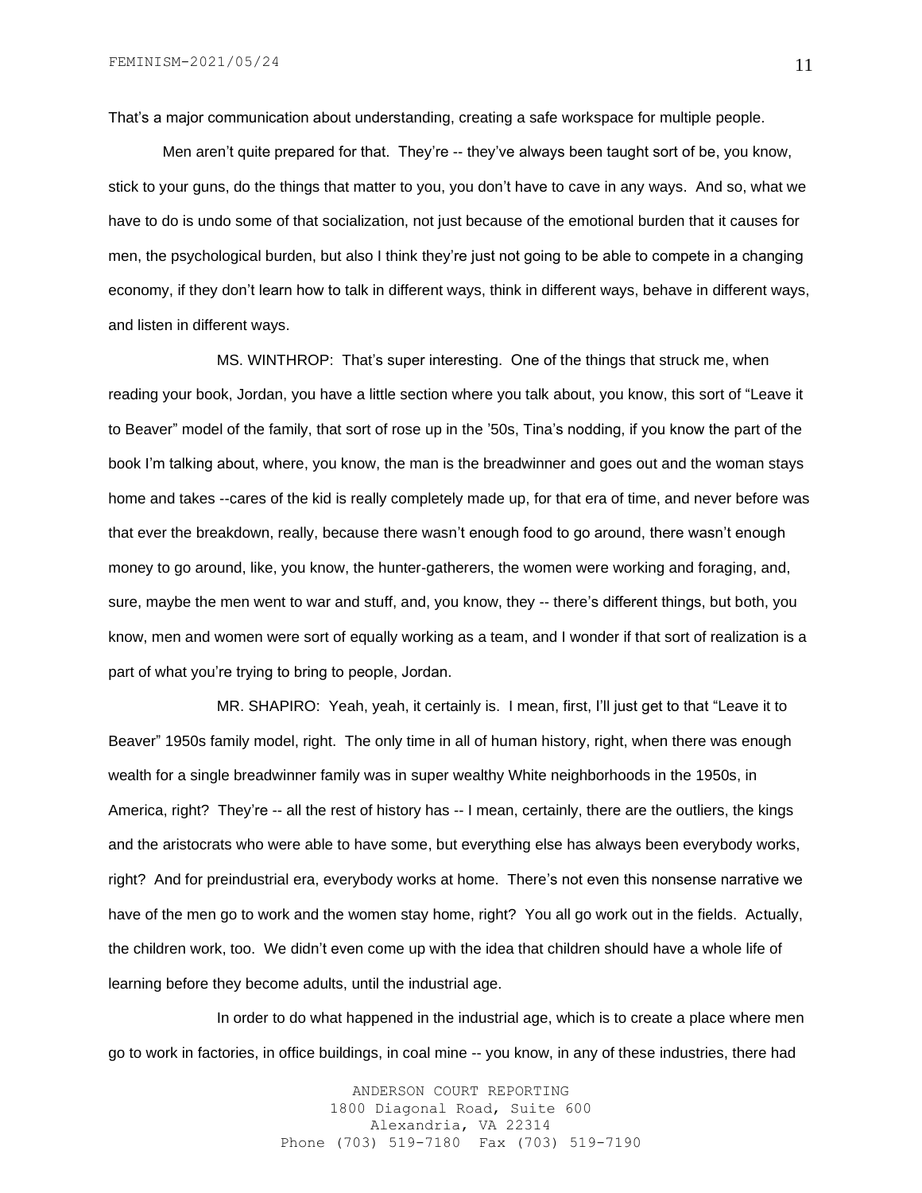That's a major communication about understanding, creating a safe workspace for multiple people.

Men aren't quite prepared for that. They're -- they've always been taught sort of be, you know, stick to your guns, do the things that matter to you, you don't have to cave in any ways. And so, what we have to do is undo some of that socialization, not just because of the emotional burden that it causes for men, the psychological burden, but also I think they're just not going to be able to compete in a changing economy, if they don't learn how to talk in different ways, think in different ways, behave in different ways, and listen in different ways.

MS. WINTHROP: That's super interesting. One of the things that struck me, when reading your book, Jordan, you have a little section where you talk about, you know, this sort of "Leave it to Beaver" model of the family, that sort of rose up in the '50s, Tina's nodding, if you know the part of the book I'm talking about, where, you know, the man is the breadwinner and goes out and the woman stays home and takes --cares of the kid is really completely made up, for that era of time, and never before was that ever the breakdown, really, because there wasn't enough food to go around, there wasn't enough money to go around, like, you know, the hunter-gatherers, the women were working and foraging, and, sure, maybe the men went to war and stuff, and, you know, they -- there's different things, but both, you know, men and women were sort of equally working as a team, and I wonder if that sort of realization is a part of what you're trying to bring to people, Jordan.

MR. SHAPIRO: Yeah, yeah, it certainly is. I mean, first, I'll just get to that "Leave it to Beaver" 1950s family model, right. The only time in all of human history, right, when there was enough wealth for a single breadwinner family was in super wealthy White neighborhoods in the 1950s, in America, right? They're -- all the rest of history has -- I mean, certainly, there are the outliers, the kings and the aristocrats who were able to have some, but everything else has always been everybody works, right? And for preindustrial era, everybody works at home. There's not even this nonsense narrative we have of the men go to work and the women stay home, right? You all go work out in the fields. Actually, the children work, too. We didn't even come up with the idea that children should have a whole life of learning before they become adults, until the industrial age.

In order to do what happened in the industrial age, which is to create a place where men go to work in factories, in office buildings, in coal mine -- you know, in any of these industries, there had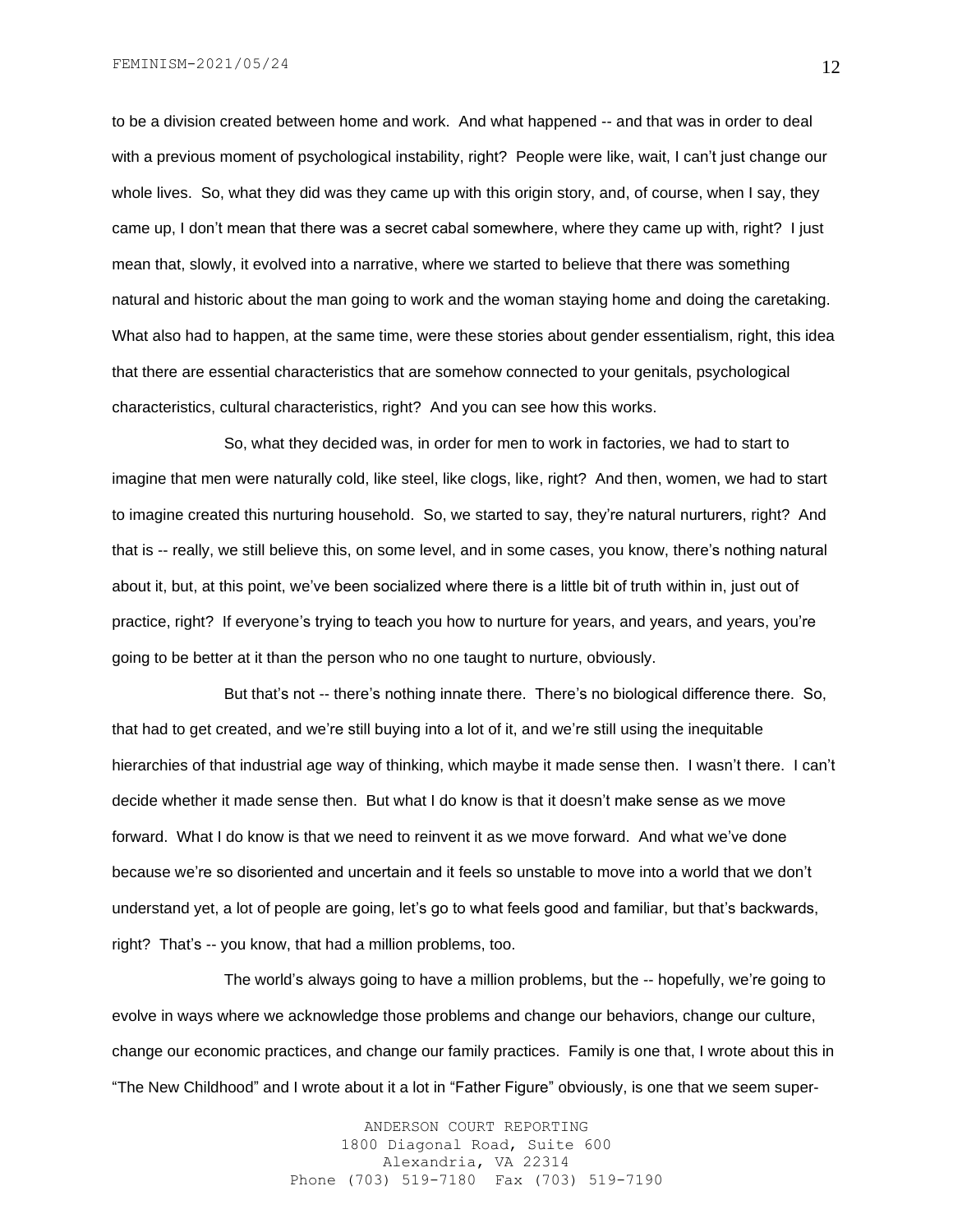to be a division created between home and work. And what happened -- and that was in order to deal with a previous moment of psychological instability, right? People were like, wait, I can't just change our whole lives. So, what they did was they came up with this origin story, and, of course, when I say, they came up, I don't mean that there was a secret cabal somewhere, where they came up with, right? I just mean that, slowly, it evolved into a narrative, where we started to believe that there was something natural and historic about the man going to work and the woman staying home and doing the caretaking. What also had to happen, at the same time, were these stories about gender essentialism, right, this idea that there are essential characteristics that are somehow connected to your genitals, psychological characteristics, cultural characteristics, right? And you can see how this works.

So, what they decided was, in order for men to work in factories, we had to start to imagine that men were naturally cold, like steel, like clogs, like, right? And then, women, we had to start to imagine created this nurturing household. So, we started to say, they're natural nurturers, right? And that is -- really, we still believe this, on some level, and in some cases, you know, there's nothing natural about it, but, at this point, we've been socialized where there is a little bit of truth within in, just out of practice, right? If everyone's trying to teach you how to nurture for years, and years, and years, you're going to be better at it than the person who no one taught to nurture, obviously.

But that's not -- there's nothing innate there. There's no biological difference there. So, that had to get created, and we're still buying into a lot of it, and we're still using the inequitable hierarchies of that industrial age way of thinking, which maybe it made sense then. I wasn't there. I can't decide whether it made sense then. But what I do know is that it doesn't make sense as we move forward. What I do know is that we need to reinvent it as we move forward. And what we've done because we're so disoriented and uncertain and it feels so unstable to move into a world that we don't understand yet, a lot of people are going, let's go to what feels good and familiar, but that's backwards, right? That's -- you know, that had a million problems, too.

The world's always going to have a million problems, but the -- hopefully, we're going to evolve in ways where we acknowledge those problems and change our behaviors, change our culture, change our economic practices, and change our family practices. Family is one that, I wrote about this in "The New Childhood" and I wrote about it a lot in "Father Figure" obviously, is one that we seem super-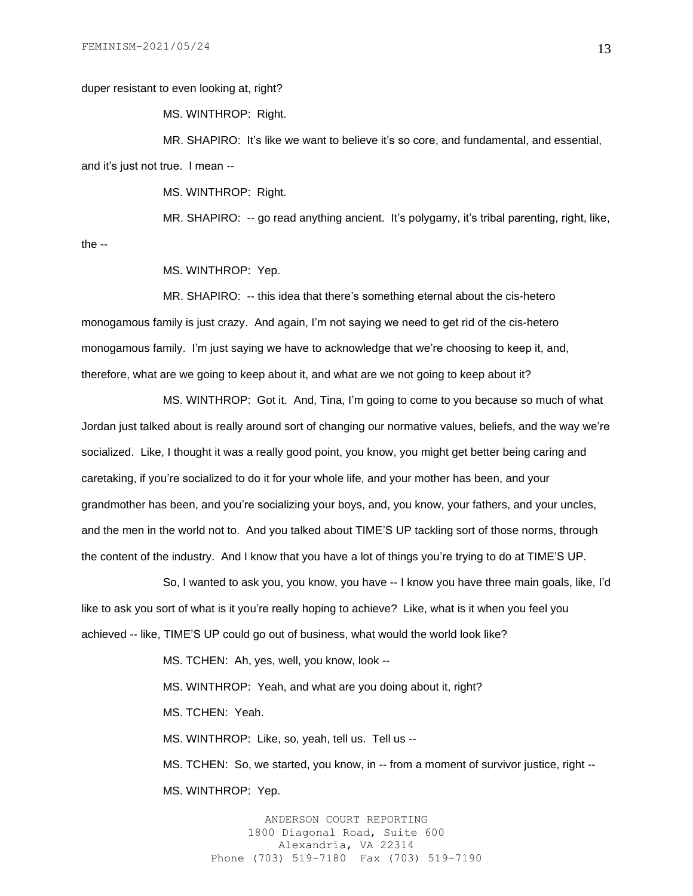duper resistant to even looking at, right?

MS. WINTHROP: Right.

MR. SHAPIRO: It's like we want to believe it's so core, and fundamental, and essential, and it's just not true. I mean --

MS. WINTHROP: Right.

MR. SHAPIRO: -- go read anything ancient. It's polygamy, it's tribal parenting, right, like, the --

MS. WINTHROP: Yep.

MR. SHAPIRO: -- this idea that there's something eternal about the cis-hetero monogamous family is just crazy. And again, I'm not saying we need to get rid of the cis-hetero monogamous family. I'm just saying we have to acknowledge that we're choosing to keep it, and, therefore, what are we going to keep about it, and what are we not going to keep about it?

MS. WINTHROP: Got it. And, Tina, I'm going to come to you because so much of what Jordan just talked about is really around sort of changing our normative values, beliefs, and the way we're socialized. Like, I thought it was a really good point, you know, you might get better being caring and caretaking, if you're socialized to do it for your whole life, and your mother has been, and your grandmother has been, and you're socializing your boys, and, you know, your fathers, and your uncles, and the men in the world not to. And you talked about TIME'S UP tackling sort of those norms, through the content of the industry. And I know that you have a lot of things you're trying to do at TIME'S UP.

So, I wanted to ask you, you know, you have -- I know you have three main goals, like, I'd like to ask you sort of what is it you're really hoping to achieve? Like, what is it when you feel you achieved -- like, TIME'S UP could go out of business, what would the world look like?

MS. TCHEN: Ah, yes, well, you know, look --

MS. WINTHROP: Yeah, and what are you doing about it, right?

MS. TCHEN: Yeah.

MS. WINTHROP: Like, so, yeah, tell us. Tell us --

MS. TCHEN: So, we started, you know, in -- from a moment of survivor justice, right --

MS. WINTHROP: Yep.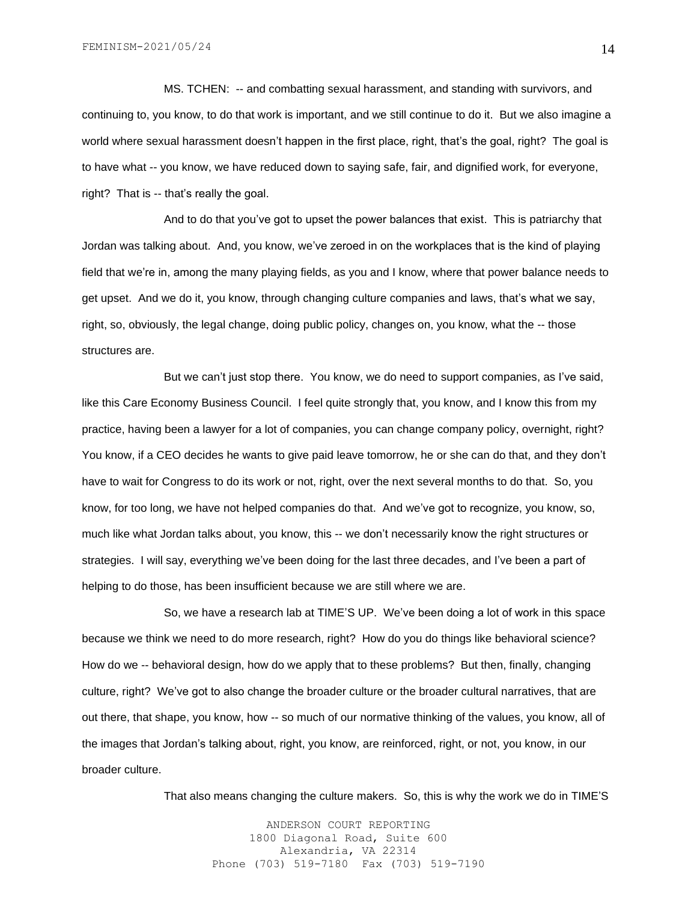MS. TCHEN: -- and combatting sexual harassment, and standing with survivors, and continuing to, you know, to do that work is important, and we still continue to do it. But we also imagine a world where sexual harassment doesn't happen in the first place, right, that's the goal, right? The goal is to have what -- you know, we have reduced down to saying safe, fair, and dignified work, for everyone, right? That is -- that's really the goal.

And to do that you've got to upset the power balances that exist. This is patriarchy that Jordan was talking about. And, you know, we've zeroed in on the workplaces that is the kind of playing field that we're in, among the many playing fields, as you and I know, where that power balance needs to get upset. And we do it, you know, through changing culture companies and laws, that's what we say, right, so, obviously, the legal change, doing public policy, changes on, you know, what the -- those structures are.

But we can't just stop there. You know, we do need to support companies, as I've said, like this Care Economy Business Council. I feel quite strongly that, you know, and I know this from my practice, having been a lawyer for a lot of companies, you can change company policy, overnight, right? You know, if a CEO decides he wants to give paid leave tomorrow, he or she can do that, and they don't have to wait for Congress to do its work or not, right, over the next several months to do that. So, you know, for too long, we have not helped companies do that. And we've got to recognize, you know, so, much like what Jordan talks about, you know, this -- we don't necessarily know the right structures or strategies. I will say, everything we've been doing for the last three decades, and I've been a part of helping to do those, has been insufficient because we are still where we are.

So, we have a research lab at TIME'S UP. We've been doing a lot of work in this space because we think we need to do more research, right? How do you do things like behavioral science? How do we -- behavioral design, how do we apply that to these problems? But then, finally, changing culture, right? We've got to also change the broader culture or the broader cultural narratives, that are out there, that shape, you know, how -- so much of our normative thinking of the values, you know, all of the images that Jordan's talking about, right, you know, are reinforced, right, or not, you know, in our broader culture.

That also means changing the culture makers. So, this is why the work we do in TIME'S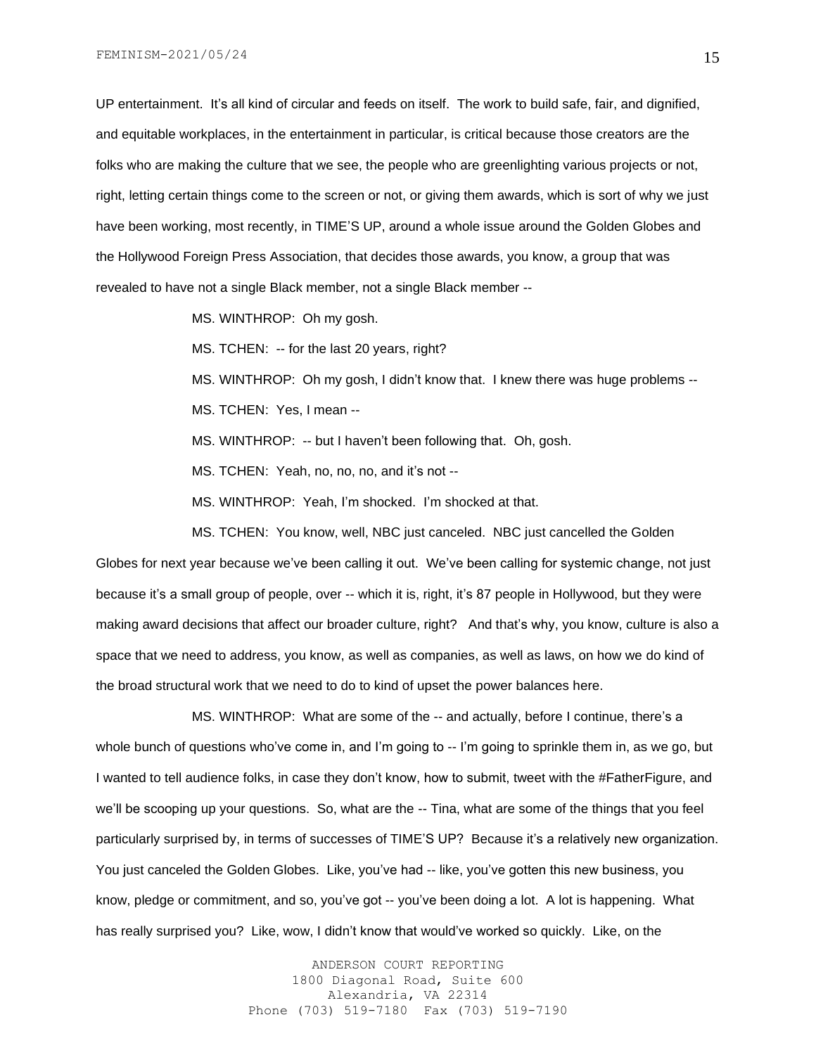UP entertainment. It's all kind of circular and feeds on itself. The work to build safe, fair, and dignified, and equitable workplaces, in the entertainment in particular, is critical because those creators are the folks who are making the culture that we see, the people who are greenlighting various projects or not, right, letting certain things come to the screen or not, or giving them awards, which is sort of why we just have been working, most recently, in TIME'S UP, around a whole issue around the Golden Globes and the Hollywood Foreign Press Association, that decides those awards, you know, a group that was revealed to have not a single Black member, not a single Black member --

MS. WINTHROP: Oh my gosh.

MS. TCHEN: -- for the last 20 years, right?

MS. WINTHROP: Oh my gosh, I didn't know that. I knew there was huge problems --

MS. TCHEN: Yes, I mean --

MS. WINTHROP: -- but I haven't been following that. Oh, gosh.

MS. TCHEN: Yeah, no, no, no, and it's not --

MS. WINTHROP: Yeah, I'm shocked. I'm shocked at that.

MS. TCHEN: You know, well, NBC just canceled. NBC just cancelled the Golden Globes for next year because we've been calling it out. We've been calling for systemic change, not just because it's a small group of people, over -- which it is, right, it's 87 people in Hollywood, but they were making award decisions that affect our broader culture, right? And that's why, you know, culture is also a space that we need to address, you know, as well as companies, as well as laws, on how we do kind of the broad structural work that we need to do to kind of upset the power balances here.

MS. WINTHROP: What are some of the -- and actually, before I continue, there's a whole bunch of questions who've come in, and I'm going to -- I'm going to sprinkle them in, as we go, but I wanted to tell audience folks, in case they don't know, how to submit, tweet with the #FatherFigure, and we'll be scooping up your questions. So, what are the -- Tina, what are some of the things that you feel particularly surprised by, in terms of successes of TIME'S UP? Because it's a relatively new organization. You just canceled the Golden Globes. Like, you've had -- like, you've gotten this new business, you know, pledge or commitment, and so, you've got -- you've been doing a lot. A lot is happening. What has really surprised you? Like, wow, I didn't know that would've worked so quickly. Like, on the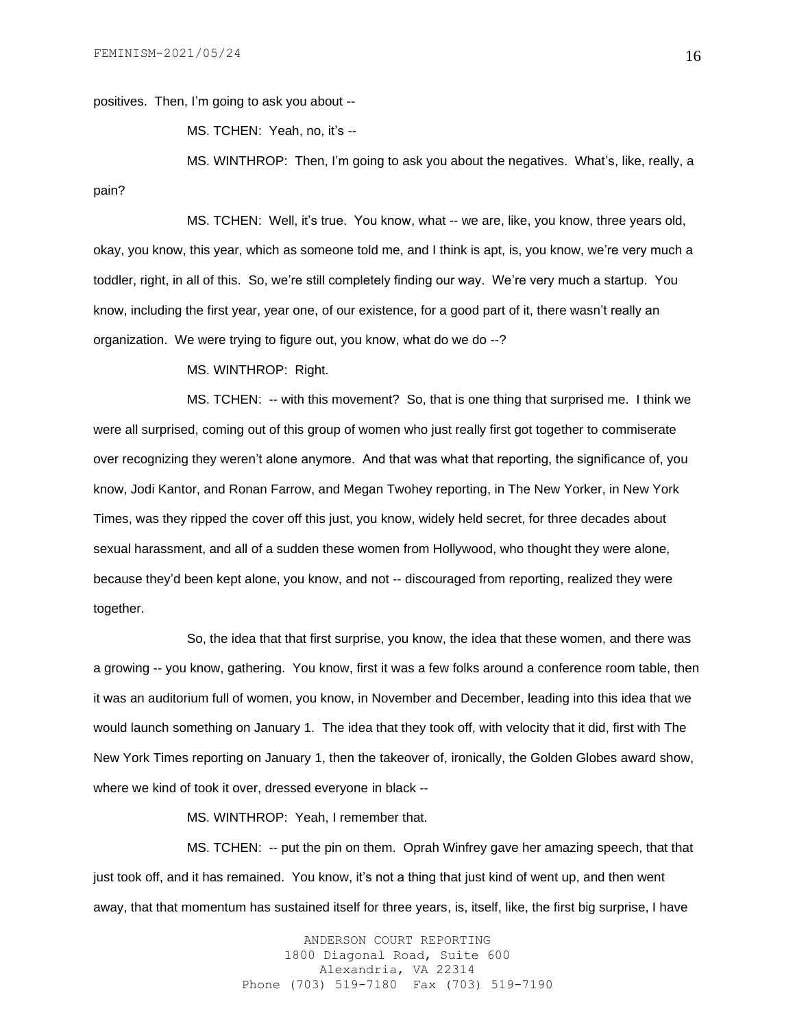positives. Then, I'm going to ask you about --

MS. TCHEN: Yeah, no, it's --

MS. WINTHROP: Then, I'm going to ask you about the negatives. What's, like, really, a pain?

MS. TCHEN: Well, it's true. You know, what -- we are, like, you know, three years old, okay, you know, this year, which as someone told me, and I think is apt, is, you know, we're very much a toddler, right, in all of this. So, we're still completely finding our way. We're very much a startup. You know, including the first year, year one, of our existence, for a good part of it, there wasn't really an organization. We were trying to figure out, you know, what do we do --?

MS. WINTHROP: Right.

MS. TCHEN: -- with this movement? So, that is one thing that surprised me. I think we were all surprised, coming out of this group of women who just really first got together to commiserate over recognizing they weren't alone anymore. And that was what that reporting, the significance of, you know, Jodi Kantor, and Ronan Farrow, and Megan Twohey reporting, in The New Yorker, in New York Times, was they ripped the cover off this just, you know, widely held secret, for three decades about sexual harassment, and all of a sudden these women from Hollywood, who thought they were alone, because they'd been kept alone, you know, and not -- discouraged from reporting, realized they were together.

So, the idea that that first surprise, you know, the idea that these women, and there was a growing -- you know, gathering. You know, first it was a few folks around a conference room table, then it was an auditorium full of women, you know, in November and December, leading into this idea that we would launch something on January 1. The idea that they took off, with velocity that it did, first with The New York Times reporting on January 1, then the takeover of, ironically, the Golden Globes award show, where we kind of took it over, dressed everyone in black --

MS. WINTHROP: Yeah, I remember that.

MS. TCHEN: -- put the pin on them. Oprah Winfrey gave her amazing speech, that that just took off, and it has remained. You know, it's not a thing that just kind of went up, and then went away, that that momentum has sustained itself for three years, is, itself, like, the first big surprise, I have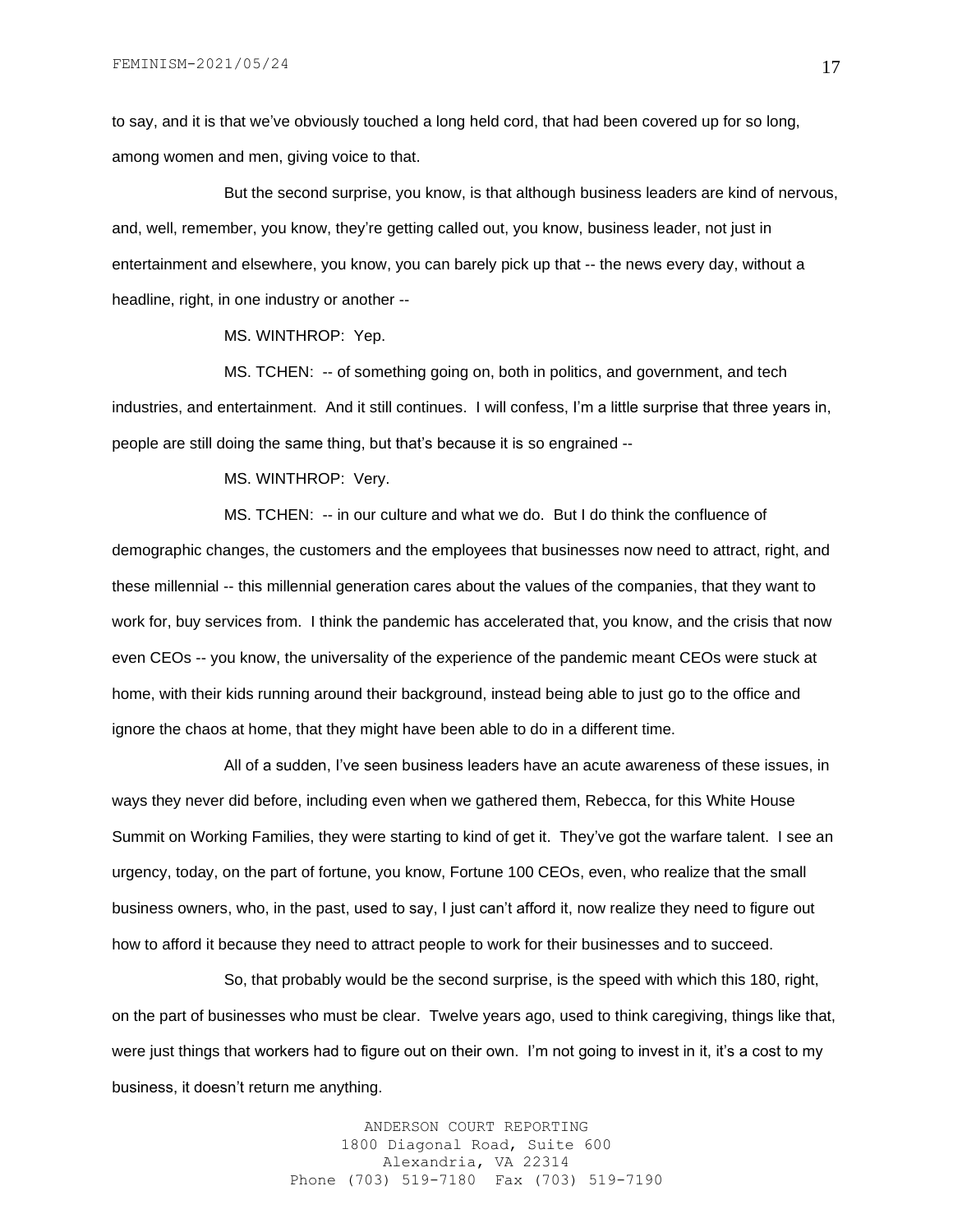to say, and it is that we've obviously touched a long held cord, that had been covered up for so long, among women and men, giving voice to that.

But the second surprise, you know, is that although business leaders are kind of nervous, and, well, remember, you know, they're getting called out, you know, business leader, not just in entertainment and elsewhere, you know, you can barely pick up that -- the news every day, without a headline, right, in one industry or another --

MS. WINTHROP: Yep.

MS. TCHEN: -- of something going on, both in politics, and government, and tech industries, and entertainment. And it still continues. I will confess, I'm a little surprise that three years in, people are still doing the same thing, but that's because it is so engrained --

MS. WINTHROP: Very.

MS. TCHEN: -- in our culture and what we do. But I do think the confluence of demographic changes, the customers and the employees that businesses now need to attract, right, and these millennial -- this millennial generation cares about the values of the companies, that they want to work for, buy services from. I think the pandemic has accelerated that, you know, and the crisis that now even CEOs -- you know, the universality of the experience of the pandemic meant CEOs were stuck at home, with their kids running around their background, instead being able to just go to the office and ignore the chaos at home, that they might have been able to do in a different time.

All of a sudden, I've seen business leaders have an acute awareness of these issues, in ways they never did before, including even when we gathered them, Rebecca, for this White House Summit on Working Families, they were starting to kind of get it. They've got the warfare talent. I see an urgency, today, on the part of fortune, you know, Fortune 100 CEOs, even, who realize that the small business owners, who, in the past, used to say, I just can't afford it, now realize they need to figure out how to afford it because they need to attract people to work for their businesses and to succeed.

So, that probably would be the second surprise, is the speed with which this 180, right, on the part of businesses who must be clear. Twelve years ago, used to think caregiving, things like that, were just things that workers had to figure out on their own. I'm not going to invest in it, it's a cost to my business, it doesn't return me anything.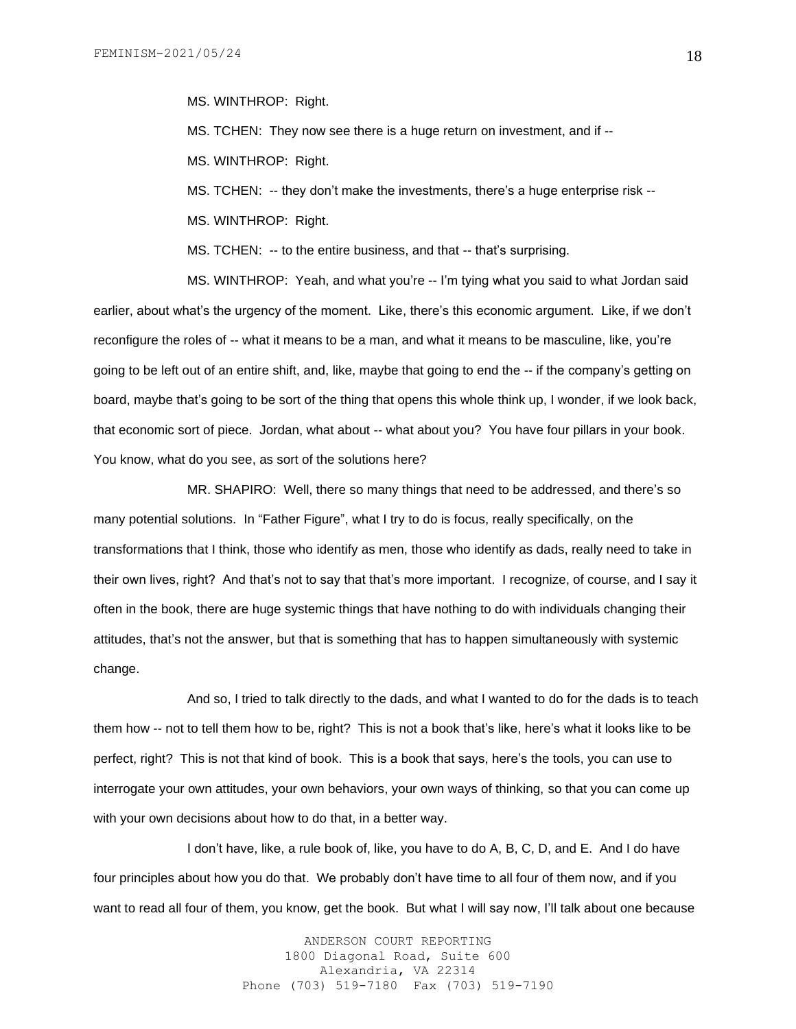MS. WINTHROP: Right.

MS. TCHEN: They now see there is a huge return on investment, and if --

MS. WINTHROP: Right.

MS. TCHEN: -- they don't make the investments, there's a huge enterprise risk --

MS. WINTHROP: Right.

MS. TCHEN: -- to the entire business, and that -- that's surprising.

MS. WINTHROP: Yeah, and what you're -- I'm tying what you said to what Jordan said earlier, about what's the urgency of the moment. Like, there's this economic argument. Like, if we don't reconfigure the roles of -- what it means to be a man, and what it means to be masculine, like, you're going to be left out of an entire shift, and, like, maybe that going to end the -- if the company's getting on board, maybe that's going to be sort of the thing that opens this whole think up, I wonder, if we look back, that economic sort of piece. Jordan, what about -- what about you? You have four pillars in your book. You know, what do you see, as sort of the solutions here?

MR. SHAPIRO: Well, there so many things that need to be addressed, and there's so many potential solutions. In "Father Figure", what I try to do is focus, really specifically, on the transformations that I think, those who identify as men, those who identify as dads, really need to take in their own lives, right? And that's not to say that that's more important. I recognize, of course, and I say it often in the book, there are huge systemic things that have nothing to do with individuals changing their attitudes, that's not the answer, but that is something that has to happen simultaneously with systemic change.

And so, I tried to talk directly to the dads, and what I wanted to do for the dads is to teach them how -- not to tell them how to be, right? This is not a book that's like, here's what it looks like to be perfect, right? This is not that kind of book. This is a book that says, here's the tools, you can use to interrogate your own attitudes, your own behaviors, your own ways of thinking, so that you can come up with your own decisions about how to do that, in a better way.

I don't have, like, a rule book of, like, you have to do A, B, C, D, and E. And I do have four principles about how you do that. We probably don't have time to all four of them now, and if you want to read all four of them, you know, get the book. But what I will say now, I'll talk about one because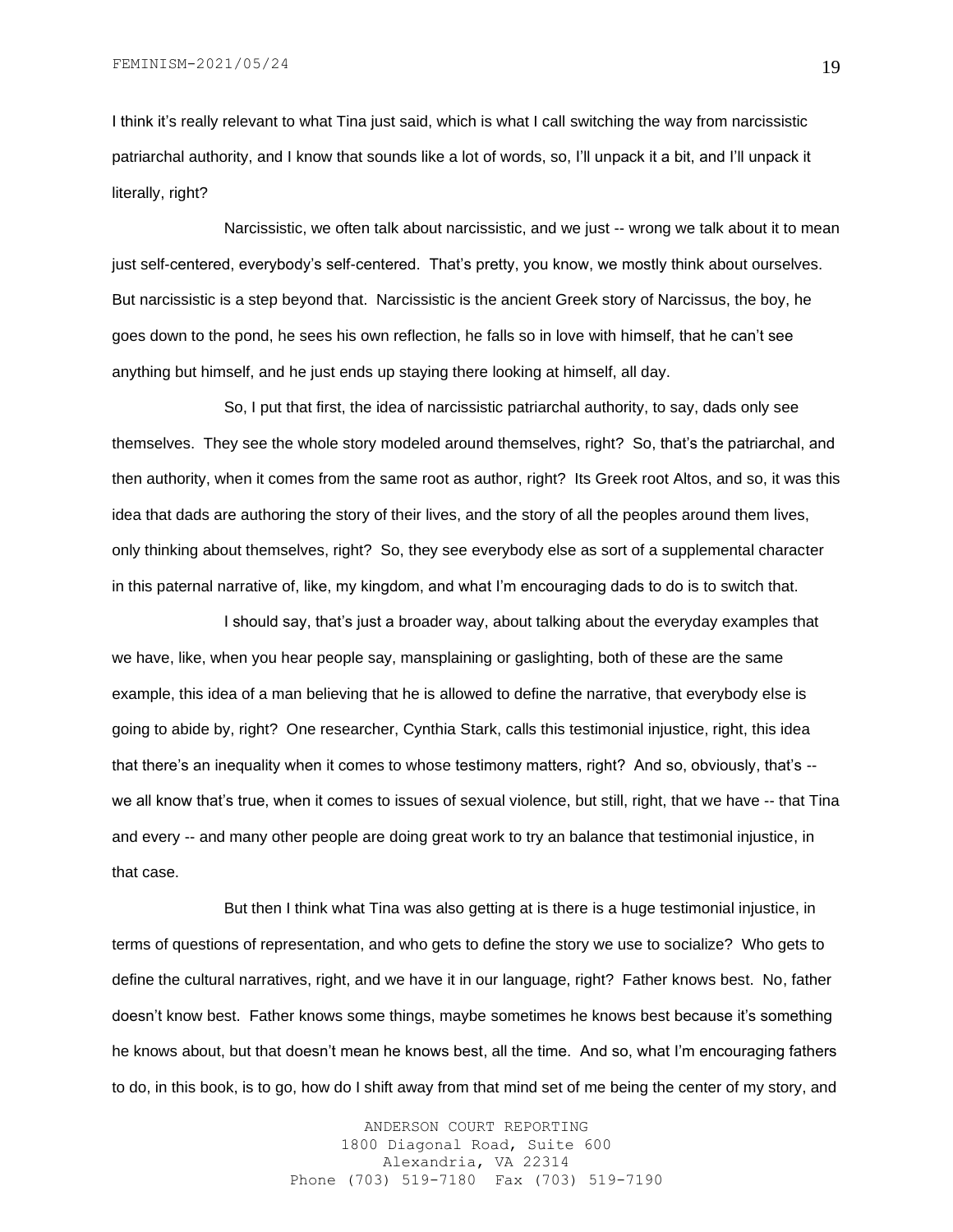I think it's really relevant to what Tina just said, which is what I call switching the way from narcissistic patriarchal authority, and I know that sounds like a lot of words, so, I'll unpack it a bit, and I'll unpack it literally, right?

Narcissistic, we often talk about narcissistic, and we just -- wrong we talk about it to mean just self-centered, everybody's self-centered. That's pretty, you know, we mostly think about ourselves. But narcissistic is a step beyond that. Narcissistic is the ancient Greek story of Narcissus, the boy, he goes down to the pond, he sees his own reflection, he falls so in love with himself, that he can't see anything but himself, and he just ends up staying there looking at himself, all day.

So, I put that first, the idea of narcissistic patriarchal authority, to say, dads only see themselves. They see the whole story modeled around themselves, right? So, that's the patriarchal, and then authority, when it comes from the same root as author, right? Its Greek root Altos, and so, it was this idea that dads are authoring the story of their lives, and the story of all the peoples around them lives, only thinking about themselves, right? So, they see everybody else as sort of a supplemental character in this paternal narrative of, like, my kingdom, and what I'm encouraging dads to do is to switch that.

I should say, that's just a broader way, about talking about the everyday examples that we have, like, when you hear people say, mansplaining or gaslighting, both of these are the same example, this idea of a man believing that he is allowed to define the narrative, that everybody else is going to abide by, right? One researcher, Cynthia Stark, calls this testimonial injustice, right, this idea that there's an inequality when it comes to whose testimony matters, right? And so, obviously, that's -- we all know that's true, when it comes to issues of sexual violence, but still, right, that we have -- that Tina and every -- and many other people are doing great work to try an balance that testimonial injustice, in that case.

But then I think what Tina was also getting at is there is a huge testimonial injustice, in terms of questions of representation, and who gets to define the story we use to socialize? Who gets to define the cultural narratives, right, and we have it in our language, right? Father knows best. No, father doesn't know best. Father knows some things, maybe sometimes he knows best because it's something he knows about, but that doesn't mean he knows best, all the time. And so, what I'm encouraging fathers to do, in this book, is to go, how do I shift away from that mind set of me being the center of my story, and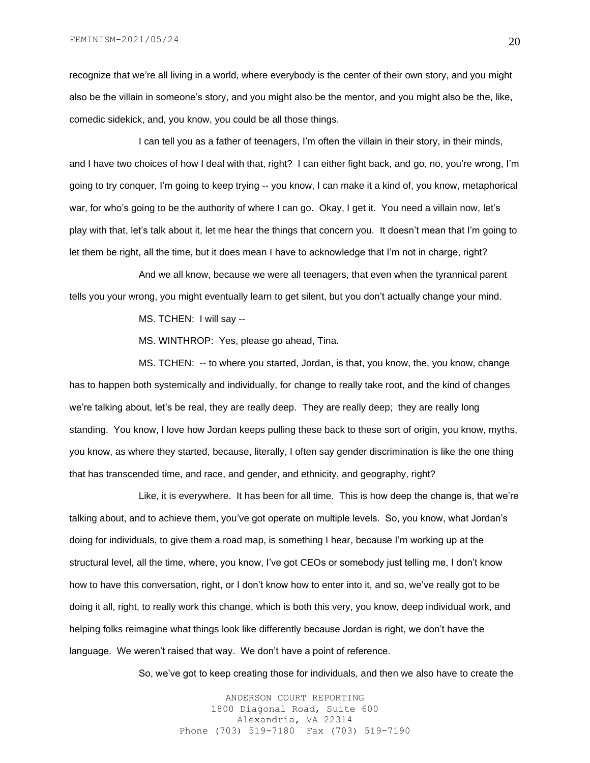recognize that we're all living in a world, where everybody is the center of their own story, and you might also be the villain in someone's story, and you might also be the mentor, and you might also be the, like, comedic sidekick, and, you know, you could be all those things.

I can tell you as a father of teenagers, I'm often the villain in their story, in their minds, and I have two choices of how I deal with that, right? I can either fight back, and go, no, you're wrong, I'm going to try conquer, I'm going to keep trying -- you know, I can make it a kind of, you know, metaphorical war, for who's going to be the authority of where I can go. Okay, I get it. You need a villain now, let's play with that, let's talk about it, let me hear the things that concern you. It doesn't mean that I'm going to let them be right, all the time, but it does mean I have to acknowledge that I'm not in charge, right?

And we all know, because we were all teenagers, that even when the tyrannical parent tells you your wrong, you might eventually learn to get silent, but you don't actually change your mind.

MS. TCHEN: I will say --

MS. WINTHROP: Yes, please go ahead, Tina.

MS. TCHEN: -- to where you started, Jordan, is that, you know, the, you know, change has to happen both systemically and individually, for change to really take root, and the kind of changes we're talking about, let's be real, they are really deep. They are really deep; they are really long standing. You know, I love how Jordan keeps pulling these back to these sort of origin, you know, myths, you know, as where they started, because, literally, I often say gender discrimination is like the one thing that has transcended time, and race, and gender, and ethnicity, and geography, right?

Like, it is everywhere. It has been for all time. This is how deep the change is, that we're talking about, and to achieve them, you've got operate on multiple levels. So, you know, what Jordan's doing for individuals, to give them a road map, is something I hear, because I'm working up at the structural level, all the time, where, you know, I've got CEOs or somebody just telling me, I don't know how to have this conversation, right, or I don't know how to enter into it, and so, we've really got to be doing it all, right, to really work this change, which is both this very, you know, deep individual work, and helping folks reimagine what things look like differently because Jordan is right, we don't have the language. We weren't raised that way. We don't have a point of reference.

So, we've got to keep creating those for individuals, and then we also have to create the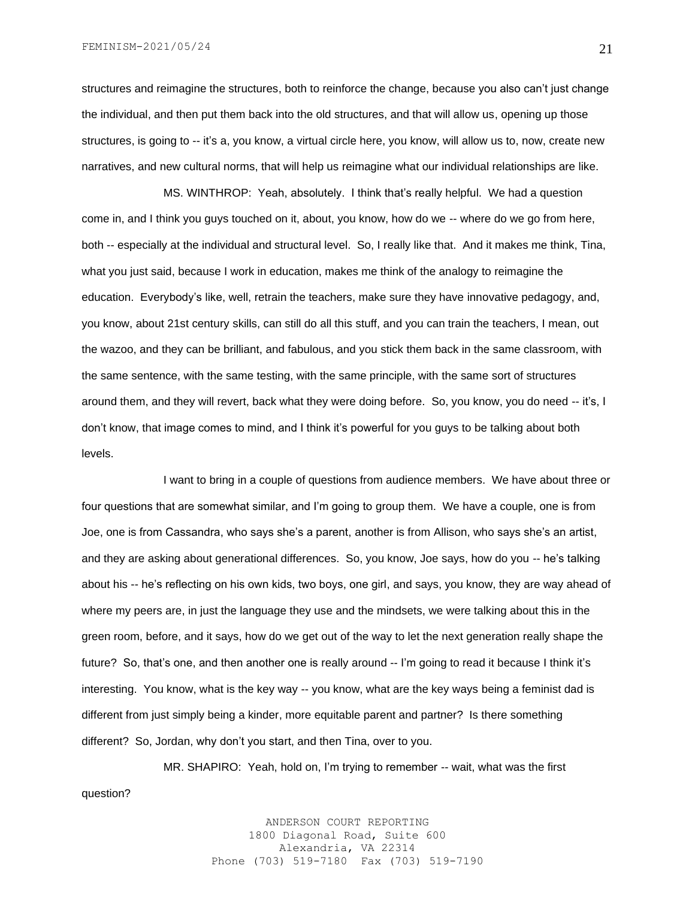structures and reimagine the structures, both to reinforce the change, because you also can't just change the individual, and then put them back into the old structures, and that will allow us, opening up those structures, is going to -- it's a, you know, a virtual circle here, you know, will allow us to, now, create new narratives, and new cultural norms, that will help us reimagine what our individual relationships are like.

MS. WINTHROP: Yeah, absolutely. I think that's really helpful. We had a question come in, and I think you guys touched on it, about, you know, how do we -- where do we go from here, both -- especially at the individual and structural level. So, I really like that. And it makes me think, Tina, what you just said, because I work in education, makes me think of the analogy to reimagine the education. Everybody's like, well, retrain the teachers, make sure they have innovative pedagogy, and, you know, about 21st century skills, can still do all this stuff, and you can train the teachers, I mean, out the wazoo, and they can be brilliant, and fabulous, and you stick them back in the same classroom, with the same sentence, with the same testing, with the same principle, with the same sort of structures around them, and they will revert, back what they were doing before. So, you know, you do need -- it's, I don't know, that image comes to mind, and I think it's powerful for you guys to be talking about both levels.

I want to bring in a couple of questions from audience members. We have about three or four questions that are somewhat similar, and I'm going to group them. We have a couple, one is from Joe, one is from Cassandra, who says she's a parent, another is from Allison, who says she's an artist, and they are asking about generational differences. So, you know, Joe says, how do you -- he's talking about his -- he's reflecting on his own kids, two boys, one girl, and says, you know, they are way ahead of where my peers are, in just the language they use and the mindsets, we were talking about this in the green room, before, and it says, how do we get out of the way to let the next generation really shape the future? So, that's one, and then another one is really around -- I'm going to read it because I think it's interesting. You know, what is the key way -- you know, what are the key ways being a feminist dad is different from just simply being a kinder, more equitable parent and partner? Is there something different? So, Jordan, why don't you start, and then Tina, over to you.

MR. SHAPIRO: Yeah, hold on, I'm trying to remember -- wait, what was the first question?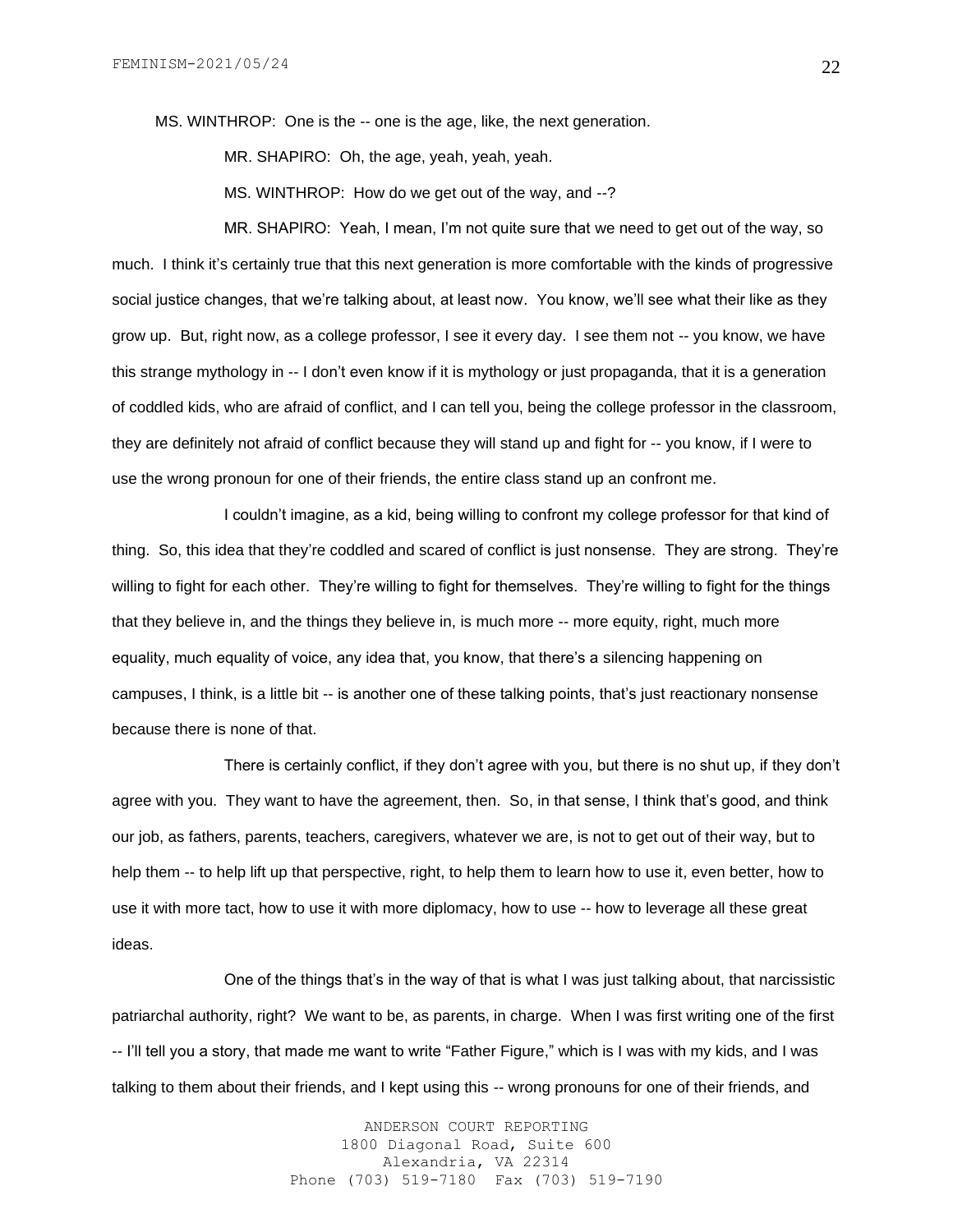MS. WINTHROP: One is the -- one is the age, like, the next generation.

MR. SHAPIRO: Oh, the age, yeah, yeah, yeah.

MS. WINTHROP: How do we get out of the way, and --?

MR. SHAPIRO: Yeah, I mean, I'm not quite sure that we need to get out of the way, so much. I think it's certainly true that this next generation is more comfortable with the kinds of progressive social justice changes, that we're talking about, at least now. You know, we'll see what their like as they grow up. But, right now, as a college professor, I see it every day. I see them not -- you know, we have this strange mythology in -- I don't even know if it is mythology or just propaganda, that it is a generation of coddled kids, who are afraid of conflict, and I can tell you, being the college professor in the classroom, they are definitely not afraid of conflict because they will stand up and fight for -- you know, if I were to use the wrong pronoun for one of their friends, the entire class stand up an confront me.

I couldn't imagine, as a kid, being willing to confront my college professor for that kind of thing. So, this idea that they're coddled and scared of conflict is just nonsense. They are strong. They're willing to fight for each other. They're willing to fight for themselves. They're willing to fight for the things that they believe in, and the things they believe in, is much more -- more equity, right, much more equality, much equality of voice, any idea that, you know, that there's a silencing happening on campuses, I think, is a little bit -- is another one of these talking points, that's just reactionary nonsense because there is none of that.

There is certainly conflict, if they don't agree with you, but there is no shut up, if they don't agree with you. They want to have the agreement, then. So, in that sense, I think that's good, and think our job, as fathers, parents, teachers, caregivers, whatever we are, is not to get out of their way, but to help them -- to help lift up that perspective, right, to help them to learn how to use it, even better, how to use it with more tact, how to use it with more diplomacy, how to use -- how to leverage all these great ideas.

One of the things that's in the way of that is what I was just talking about, that narcissistic patriarchal authority, right? We want to be, as parents, in charge. When I was first writing one of the first -- I'll tell you a story, that made me want to write "Father Figure," which is I was with my kids, and I was talking to them about their friends, and I kept using this -- wrong pronouns for one of their friends, and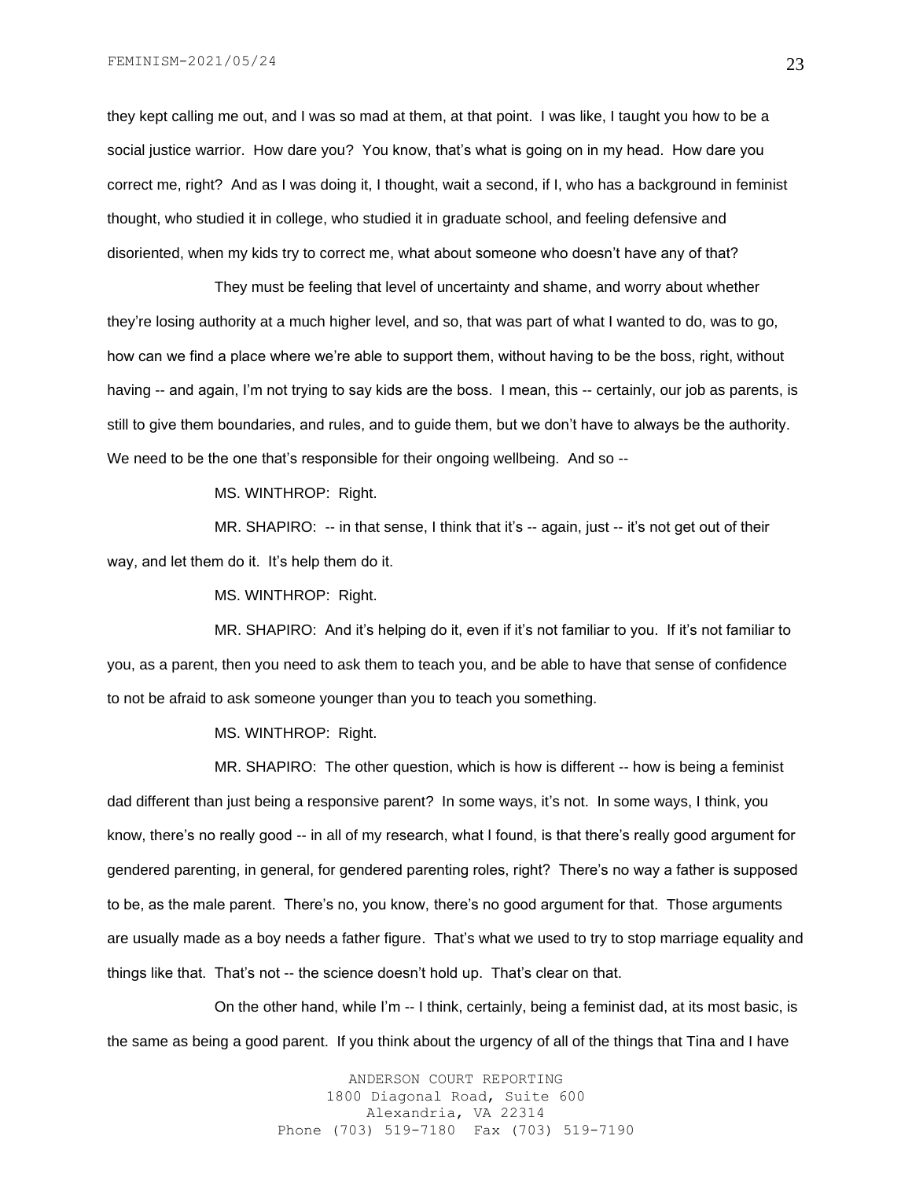they kept calling me out, and I was so mad at them, at that point. I was like, I taught you how to be a social justice warrior. How dare you? You know, that's what is going on in my head. How dare you correct me, right? And as I was doing it, I thought, wait a second, if I, who has a background in feminist thought, who studied it in college, who studied it in graduate school, and feeling defensive and disoriented, when my kids try to correct me, what about someone who doesn't have any of that?

They must be feeling that level of uncertainty and shame, and worry about whether they're losing authority at a much higher level, and so, that was part of what I wanted to do, was to go, how can we find a place where we're able to support them, without having to be the boss, right, without having -- and again, I'm not trying to say kids are the boss. I mean, this -- certainly, our job as parents, is still to give them boundaries, and rules, and to guide them, but we don't have to always be the authority. We need to be the one that's responsible for their ongoing wellbeing. And so --

MS. WINTHROP: Right.

MR. SHAPIRO: -- in that sense, I think that it's -- again, just -- it's not get out of their way, and let them do it. It's help them do it.

MS. WINTHROP: Right.

MR. SHAPIRO: And it's helping do it, even if it's not familiar to you. If it's not familiar to you, as a parent, then you need to ask them to teach you, and be able to have that sense of confidence to not be afraid to ask someone younger than you to teach you something.

MS. WINTHROP: Right.

MR. SHAPIRO: The other question, which is how is different -- how is being a feminist dad different than just being a responsive parent? In some ways, it's not. In some ways, I think, you know, there's no really good -- in all of my research, what I found, is that there's really good argument for gendered parenting, in general, for gendered parenting roles, right? There's no way a father is supposed to be, as the male parent. There's no, you know, there's no good argument for that. Those arguments are usually made as a boy needs a father figure. That's what we used to try to stop marriage equality and things like that. That's not -- the science doesn't hold up. That's clear on that.

On the other hand, while I'm -- I think, certainly, being a feminist dad, at its most basic, is the same as being a good parent. If you think about the urgency of all of the things that Tina and I have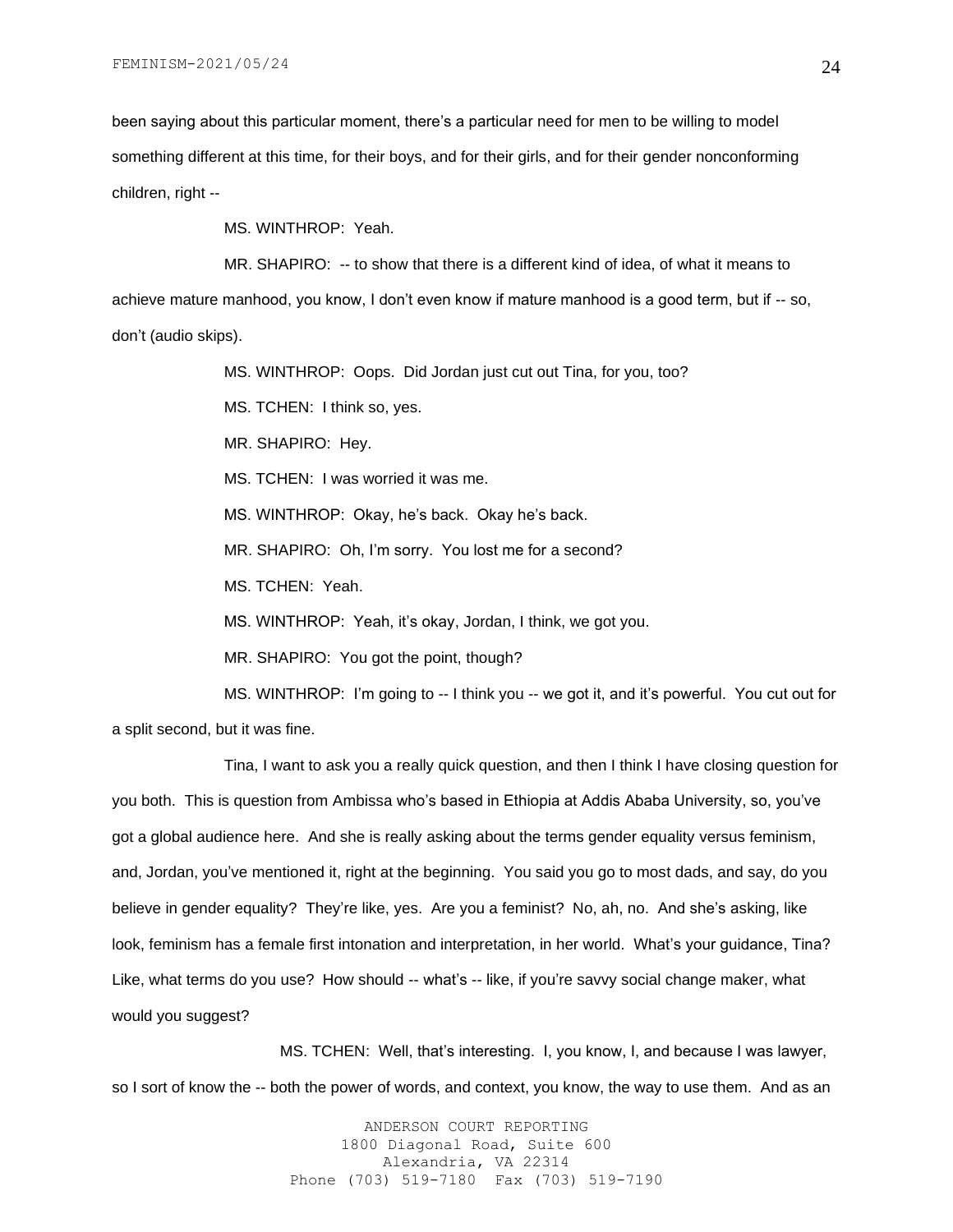been saying about this particular moment, there's a particular need for men to be willing to model something different at this time, for their boys, and for their girls, and for their gender nonconforming children, right --

MS. WINTHROP: Yeah.

MR. SHAPIRO: -- to show that there is a different kind of idea, of what it means to achieve mature manhood, you know, I don't even know if mature manhood is a good term, but if -- so, don't (audio skips).

MS. WINTHROP: Oops. Did Jordan just cut out Tina, for you, too?

MS. TCHEN: I think so, yes.

MR. SHAPIRO: Hey.

MS. TCHEN: I was worried it was me.

MS. WINTHROP: Okay, he's back. Okay he's back.

MR. SHAPIRO: Oh, I'm sorry. You lost me for a second?

MS. TCHEN: Yeah.

MS. WINTHROP: Yeah, it's okay, Jordan, I think, we got you.

MR. SHAPIRO: You got the point, though?

MS. WINTHROP: I'm going to -- I think you -- we got it, and it's powerful. You cut out for a split second, but it was fine.

Tina, I want to ask you a really quick question, and then I think I have closing question for you both. This is question from Ambissa who's based in Ethiopia at Addis Ababa University, so, you've got a global audience here. And she is really asking about the terms gender equality versus feminism, and, Jordan, you've mentioned it, right at the beginning. You said you go to most dads, and say, do you believe in gender equality? They're like, yes. Are you a feminist? No, ah, no. And she's asking, like look, feminism has a female first intonation and interpretation, in her world. What's your guidance, Tina? Like, what terms do you use? How should -- what's -- like, if you're savvy social change maker, what would you suggest?

MS. TCHEN: Well, that's interesting. I, you know, I, and because I was lawyer, so I sort of know the -- both the power of words, and context, you know, the way to use them. And as an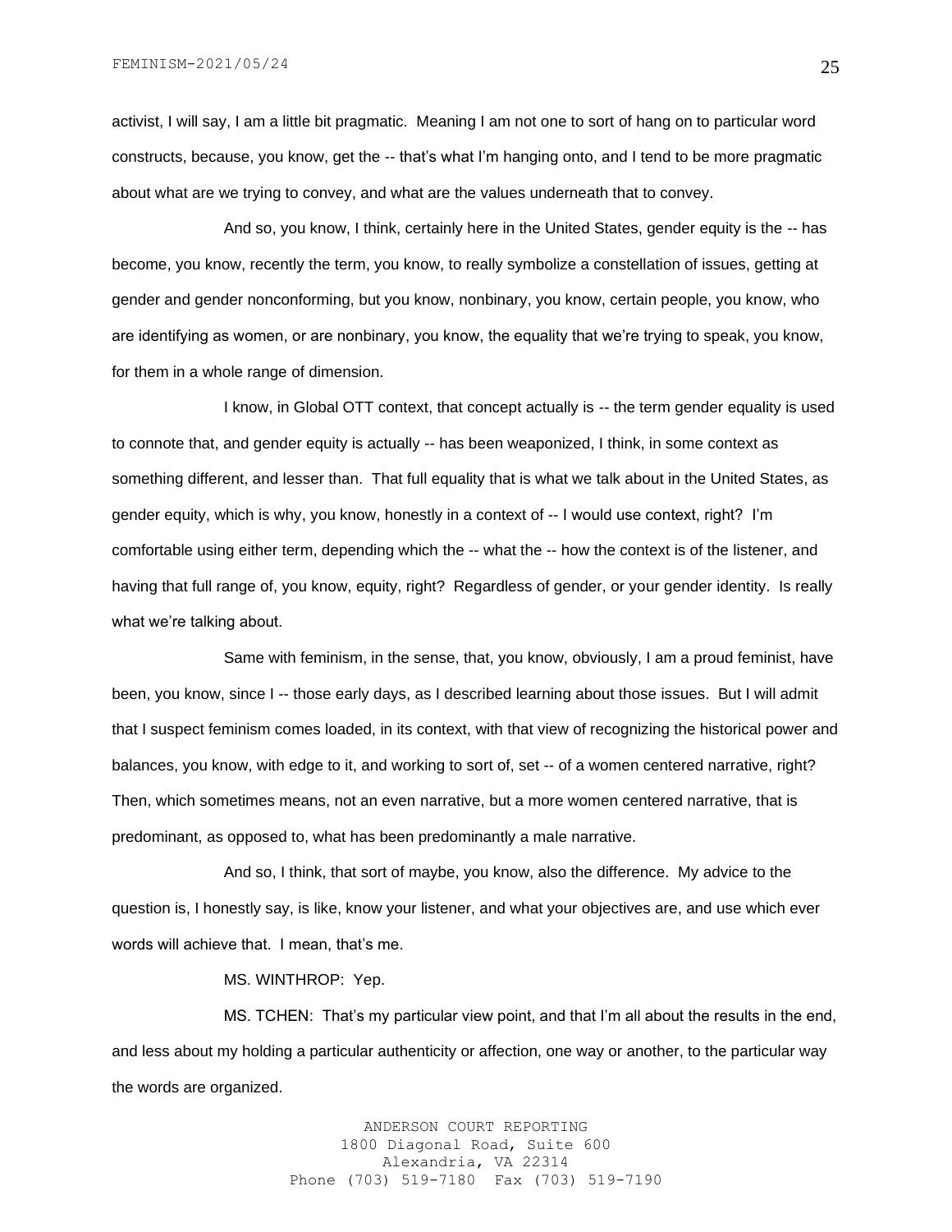activist, I will say, I am a little bit pragmatic. Meaning I am not one to sort of hang on to particular word constructs, because, you know, get the -- that's what I'm hanging onto, and I tend to be more pragmatic about what are we trying to convey, and what are the values underneath that to convey.

And so, you know, I think, certainly here in the United States, gender equity is the -- has become, you know, recently the term, you know, to really symbolize a constellation of issues, getting at gender and gender nonconforming, but you know, nonbinary, you know, certain people, you know, who are identifying as women, or are nonbinary, you know, the equality that we're trying to speak, you know, for them in a whole range of dimension.

I know, in Global OTT context, that concept actually is -- the term gender equality is used to connote that, and gender equity is actually -- has been weaponized, I think, in some context as something different, and lesser than. That full equality that is what we talk about in the United States, as gender equity, which is why, you know, honestly in a context of -- I would use context, right? I'm comfortable using either term, depending which the -- what the -- how the context is of the listener, and having that full range of, you know, equity, right? Regardless of gender, or your gender identity. Is really what we're talking about.

Same with feminism, in the sense, that, you know, obviously, I am a proud feminist, have been, you know, since I -- those early days, as I described learning about those issues. But I will admit that I suspect feminism comes loaded, in its context, with that view of recognizing the historical power and balances, you know, with edge to it, and working to sort of, set -- of a women centered narrative, right? Then, which sometimes means, not an even narrative, but a more women centered narrative, that is predominant, as opposed to, what has been predominantly a male narrative.

And so, I think, that sort of maybe, you know, also the difference. My advice to the question is, I honestly say, is like, know your listener, and what your objectives are, and use which ever words will achieve that. I mean, that's me.

MS. WINTHROP: Yep.

MS. TCHEN: That's my particular view point, and that I'm all about the results in the end, and less about my holding a particular authenticity or affection, one way or another, to the particular way the words are organized.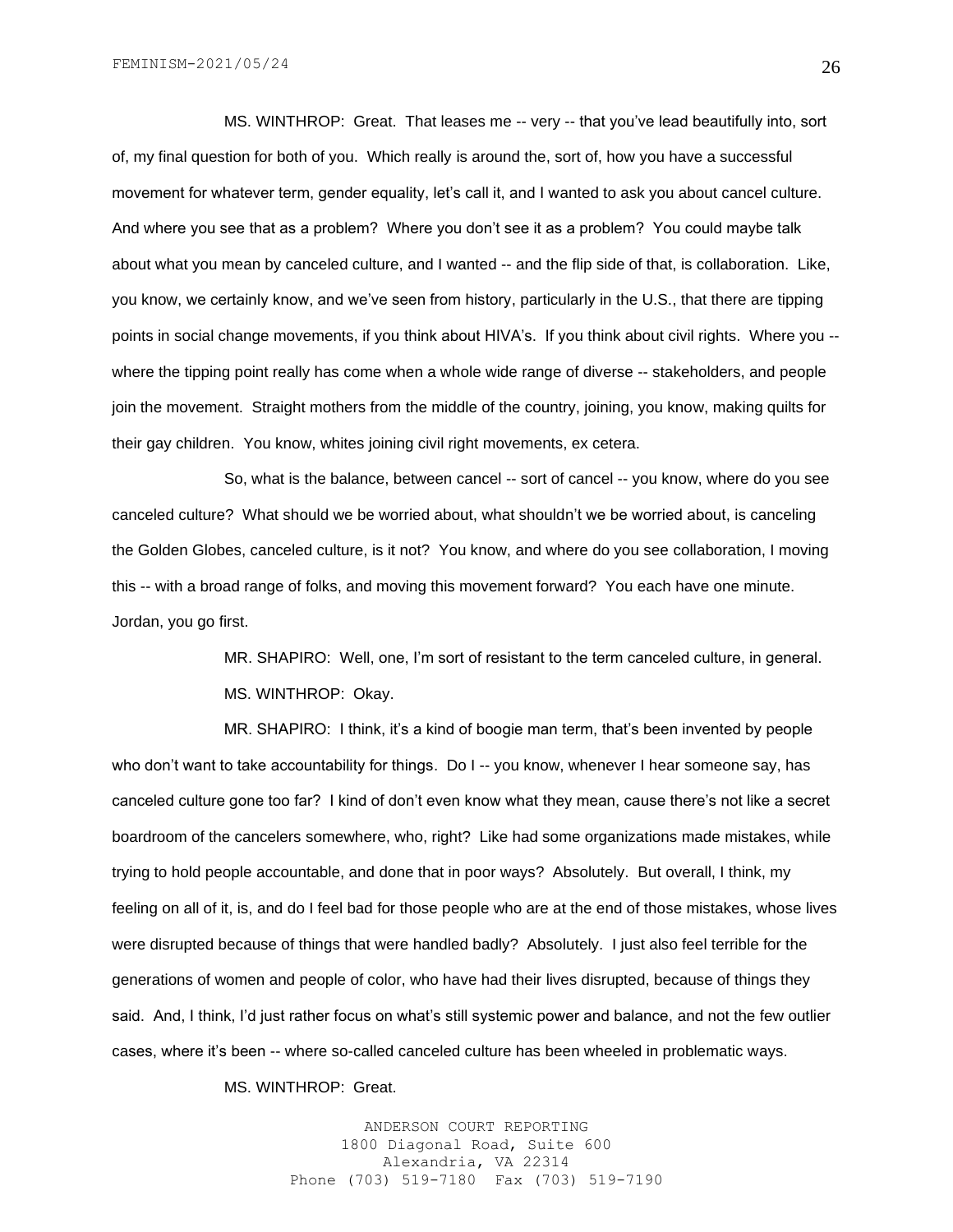MS. WINTHROP: Great. That leases me -- very -- that you've lead beautifully into, sort of, my final question for both of you. Which really is around the, sort of, how you have a successful movement for whatever term, gender equality, let's call it, and I wanted to ask you about cancel culture. And where you see that as a problem? Where you don't see it as a problem? You could maybe talk about what you mean by canceled culture, and I wanted -- and the flip side of that, is collaboration. Like, you know, we certainly know, and we've seen from history, particularly in the U.S., that there are tipping points in social change movements, if you think about HIVA's. If you think about civil rights. Where you -- where the tipping point really has come when a whole wide range of diverse -- stakeholders, and people join the movement. Straight mothers from the middle of the country, joining, you know, making quilts for their gay children. You know, whites joining civil right movements, ex cetera.

So, what is the balance, between cancel -- sort of cancel -- you know, where do you see canceled culture? What should we be worried about, what shouldn't we be worried about, is canceling the Golden Globes, canceled culture, is it not? You know, and where do you see collaboration, I moving this -- with a broad range of folks, and moving this movement forward? You each have one minute. Jordan, you go first.

MR. SHAPIRO: Well, one, I'm sort of resistant to the term canceled culture, in general.

MS. WINTHROP: Okay.

MR. SHAPIRO: I think, it's a kind of boogie man term, that's been invented by people who don't want to take accountability for things. Do I -- you know, whenever I hear someone say, has canceled culture gone too far? I kind of don't even know what they mean, cause there's not like a secret boardroom of the cancelers somewhere, who, right? Like had some organizations made mistakes, while trying to hold people accountable, and done that in poor ways? Absolutely. But overall, I think, my feeling on all of it, is, and do I feel bad for those people who are at the end of those mistakes, whose lives were disrupted because of things that were handled badly? Absolutely. I just also feel terrible for the generations of women and people of color, who have had their lives disrupted, because of things they said. And, I think, I'd just rather focus on what's still systemic power and balance, and not the few outlier cases, where it's been -- where so-called canceled culture has been wheeled in problematic ways.

MS. WINTHROP: Great.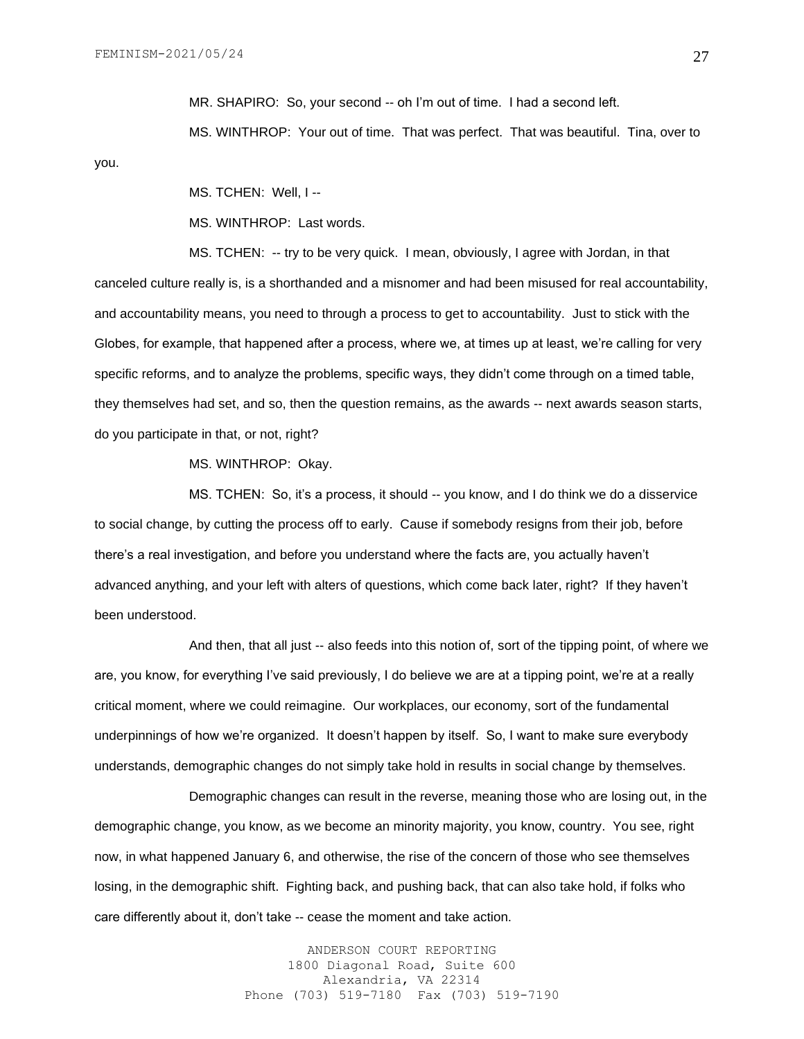MR. SHAPIRO: So, your second -- oh I'm out of time. I had a second left.

MS. WINTHROP: Your out of time. That was perfect. That was beautiful. Tina, over to you.

MS. TCHEN: Well, I --

MS. WINTHROP: Last words.

MS. TCHEN: -- try to be very quick. I mean, obviously, I agree with Jordan, in that canceled culture really is, is a shorthanded and a misnomer and had been misused for real accountability, and accountability means, you need to through a process to get to accountability. Just to stick with the Globes, for example, that happened after a process, where we, at times up at least, we're calling for very specific reforms, and to analyze the problems, specific ways, they didn't come through on a timed table, they themselves had set, and so, then the question remains, as the awards -- next awards season starts, do you participate in that, or not, right?

MS. WINTHROP: Okay.

MS. TCHEN: So, it's a process, it should -- you know, and I do think we do a disservice to social change, by cutting the process off to early. Cause if somebody resigns from their job, before there's a real investigation, and before you understand where the facts are, you actually haven't advanced anything, and your left with alters of questions, which come back later, right? If they haven't been understood.

And then, that all just -- also feeds into this notion of, sort of the tipping point, of where we are, you know, for everything I've said previously, I do believe we are at a tipping point, we're at a really critical moment, where we could reimagine. Our workplaces, our economy, sort of the fundamental underpinnings of how we're organized. It doesn't happen by itself. So, I want to make sure everybody understands, demographic changes do not simply take hold in results in social change by themselves.

Demographic changes can result in the reverse, meaning those who are losing out, in the demographic change, you know, as we become an minority majority, you know, country. You see, right now, in what happened January 6, and otherwise, the rise of the concern of those who see themselves losing, in the demographic shift. Fighting back, and pushing back, that can also take hold, if folks who care differently about it, don't take -- cease the moment and take action.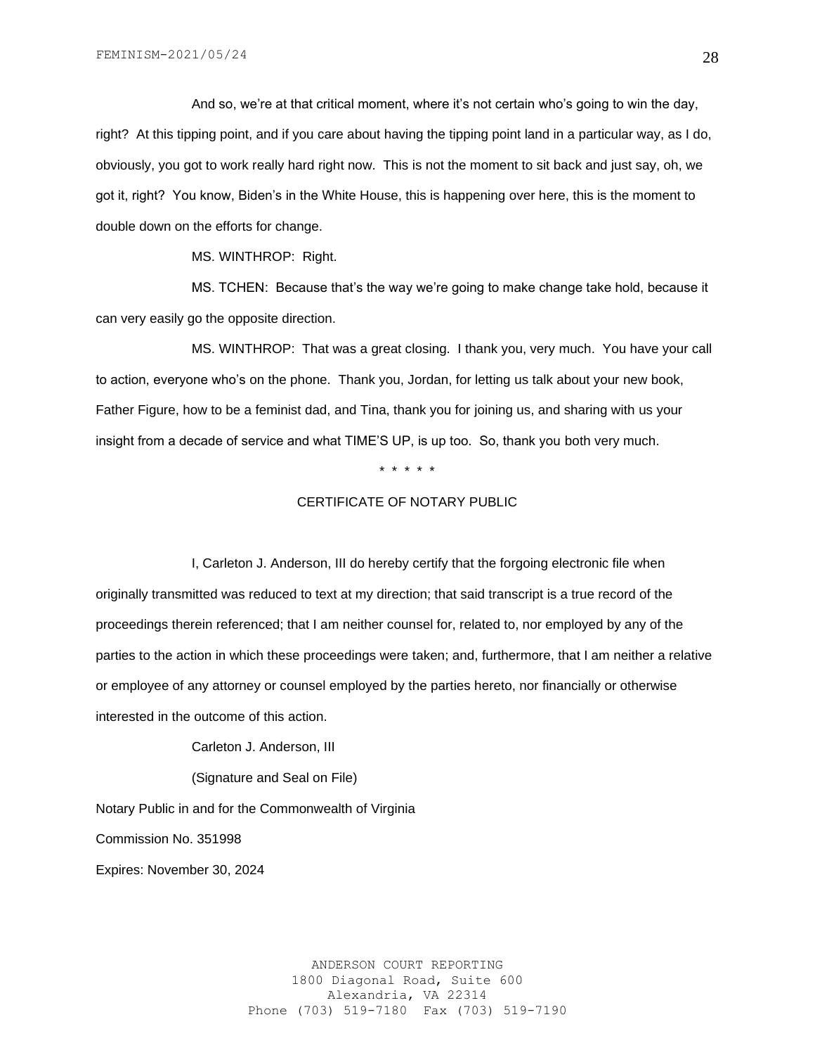And so, we're at that critical moment, where it's not certain who's going to win the day, right? At this tipping point, and if you care about having the tipping point land in a particular way, as I do, obviously, you got to work really hard right now. This is not the moment to sit back and just say, oh, we got it, right? You know, Biden's in the White House, this is happening over here, this is the moment to double down on the efforts for change.

MS. WINTHROP: Right.

MS. TCHEN: Because that's the way we're going to make change take hold, because it can very easily go the opposite direction.

MS. WINTHROP: That was a great closing. I thank you, very much. You have your call to action, everyone who's on the phone. Thank you, Jordan, for letting us talk about your new book, Father Figure, how to be a feminist dad, and Tina, thank you for joining us, and sharing with us your insight from a decade of service and what TIME'S UP, is up too. So, thank you both very much.

\* \* \* \* \*

CERTIFICATE OF NOTARY PUBLIC

I, Carleton J. Anderson, III do hereby certify that the forgoing electronic file when originally transmitted was reduced to text at my direction; that said transcript is a true record of the proceedings therein referenced; that I am neither counsel for, related to, nor employed by any of the parties to the action in which these proceedings were taken; and, furthermore, that I am neither a relative or employee of any attorney or counsel employed by the parties hereto, nor financially or otherwise interested in the outcome of this action.

Carleton J. Anderson, III

(Signature and Seal on File)

Notary Public in and for the Commonwealth of Virginia

Commission No. 351998

Expires: November 30, 2024